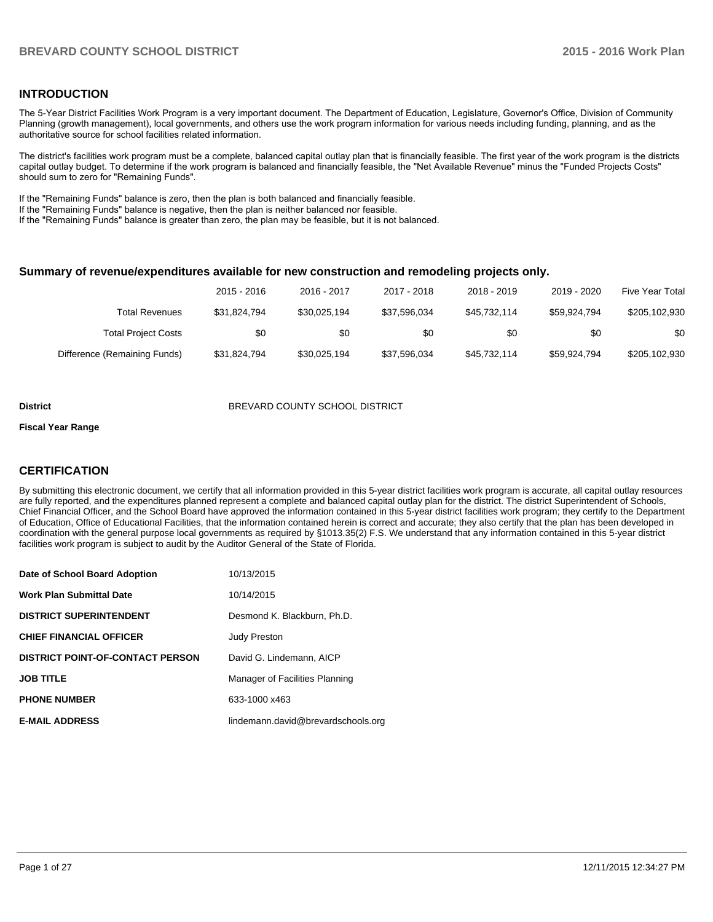## INTRODUCTION

The 5-Year District Facilities Work Program is a very important document. The Department of Education, Legislature, Governor's Office, Division of Community Planning (growth management), local governments, and others use the work program information for various needs including funding, planning, and as the authoritative source for school facilities related information.

The district's facilities work program must be a complete, balanced capital outlay plan that is financially feasible. The first year of the work program is the districts capital outlay budget. To determine if the work program is balanced and financially feasible, the "Net Available Revenue" minus the "Funded Projects Costs" should sum to zero for "Remaining Funds".

If the "Remaining Funds" balance is zero, then the plan is both balanced and financially feasible.
If the "Remaining Funds" balance is negative, then the plan is neither balanced nor feasible.
If the "Remaining Funds" balance is greater than zero, the plan may be feasible, but it is not balanced.

### Summary of revenue/expenditures available for new construction and remodeling projects only.

| | 2015 - 2016 | 2016 - 2017 | 2017 - 2018 | 2018 - 2019 | 2019 - 2020 | Five Year Total |
|---|---|---|---|---|---|---|
| Total Revenues | $31,824,794 | $30,025,194 | $37,596,034 | $45,732,114 | $59,924,794 | $205,102,930 |
| Total Project Costs | $0 | $0 | $0 | $0 | $0 | $0 |
| Difference (Remaining Funds) | $31,824,794 | $30,025,194 | $37,596,034 | $45,732,114 | $59,924,794 | $205,102,930 |

**District** BREVARD COUNTY SCHOOL DISTRICT

**Fiscal Year Range**

## CERTIFICATION

By submitting this electronic document, we certify that all information provided in this 5-year district facilities work program is accurate, all capital outlay resources are fully reported, and the expenditures planned represent a complete and balanced capital outlay plan for the district. The district Superintendent of Schools, Chief Financial Officer, and the School Board have approved the information contained in this 5-year district facilities work program; they certify to the Department of Education, Office of Educational Facilities, that the information contained herein is correct and accurate; they also certify that the plan has been developed in coordination with the general purpose local governments as required by §1013.35(2) F.S. We understand that any information contained in this 5-year district facilities work program is subject to audit by the Auditor General of the State of Florida.

| | |
|---|---|
| **Date of School Board Adoption** | 10/13/2015 |
| **Work Plan Submittal Date** | 10/14/2015 |
| **DISTRICT SUPERINTENDENT** | Desmond K. Blackburn, Ph.D. |
| **CHIEF FINANCIAL OFFICER** | Judy Preston |
| **DISTRICT POINT-OF-CONTACT PERSON** | David G. Lindemann, AICP |
| **JOB TITLE** | Manager of Facilities Planning |
| **PHONE NUMBER** | 633-1000 x463 |
| **E-MAIL ADDRESS** | lindemann.david@brevardschools.org |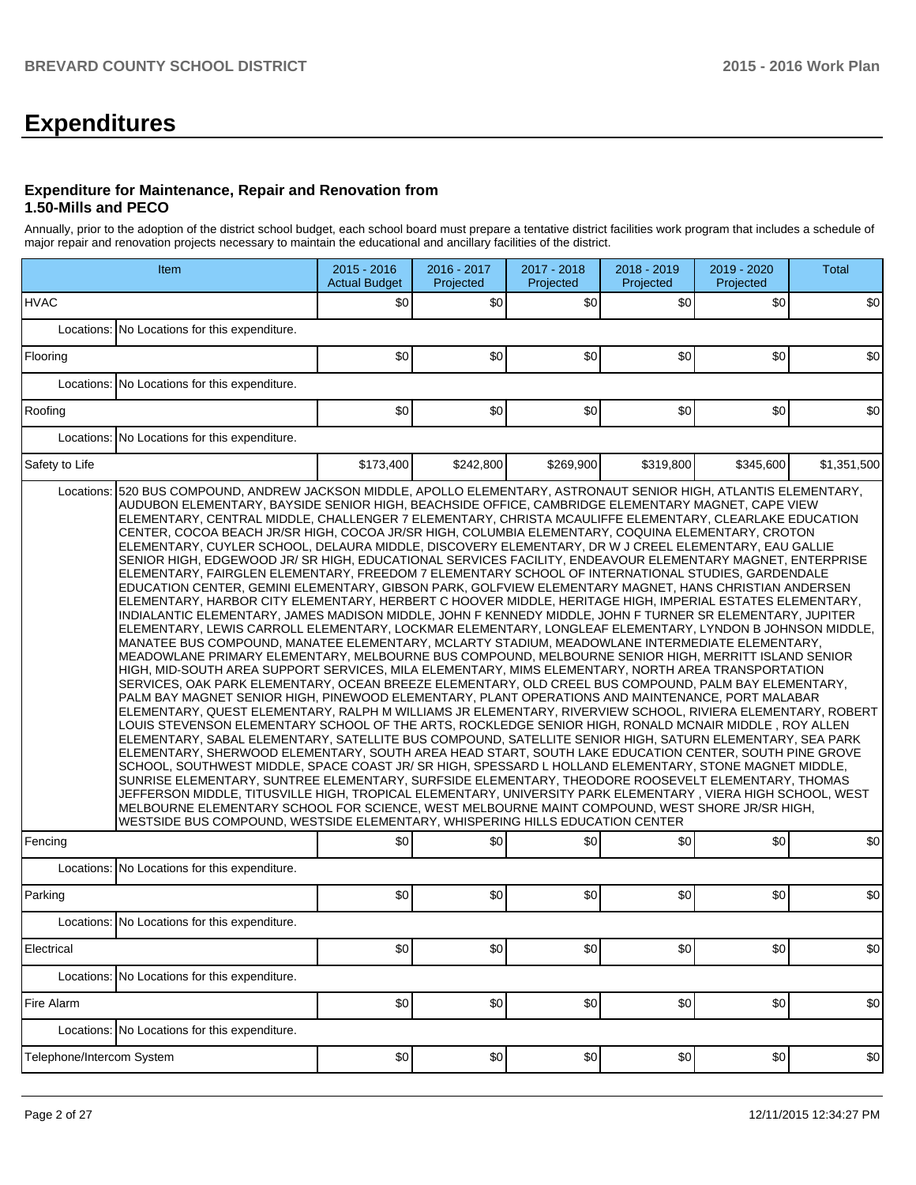# Expenditures

### Expenditure for Maintenance, Repair and Renovation from 1.50-Mills and PECO

Annually, prior to the adoption of the district school budget, each school board must prepare a tentative district facilities work program that includes a schedule of major repair and renovation projects necessary to maintain the educational and ancillary facilities of the district.

| Item | | 2015 - 2016 Actual Budget | 2016 - 2017 Projected | 2017 - 2018 Projected | 2018 - 2019 Projected | 2019 - 2020 Projected | Total |
|---|---|---|---|---|---|---|---|
| HVAC | | $0 | $0 | $0 | $0 | $0 | $0 |
| Locations: | No Locations for this expenditure. | | | | | | |
| Flooring | | $0 | $0 | $0 | $0 | $0 | $0 |
| Locations: | No Locations for this expenditure. | | | | | | |
| Roofing | | $0 | $0 | $0 | $0 | $0 | $0 |
| Locations: | No Locations for this expenditure. | | | | | | |
| Safety to Life | | $173,400 | $242,800 | $269,900 | $319,800 | $345,600 | $1,351,500 |
| Locations: | 520 BUS COMPOUND, ANDREW JACKSON MIDDLE, APOLLO ELEMENTARY, ASTRONAUT SENIOR HIGH, ATLANTIS ELEMENTARY, AUDUBON ELEMENTARY, BAYSIDE SENIOR HIGH, BEACHSIDE OFFICE, CAMBRIDGE ELEMENTARY MAGNET, CAPE VIEW ELEMENTARY, CENTRAL MIDDLE, CHALLENGER 7 ELEMENTARY, CHRISTA MCAULIFFE ELEMENTARY, CLEARLAKE EDUCATION CENTER, COCOA BEACH JR/SR HIGH, COCOA JR/SR HIGH, COLUMBIA ELEMENTARY, COQUINA ELEMENTARY, CROTON ELEMENTARY, CUYLER SCHOOL, DELAURA MIDDLE, DISCOVERY ELEMENTARY, DR W J CREEL ELEMENTARY, EAU GALLIE SENIOR HIGH, EDGEWOOD JR/ SR HIGH, EDUCATIONAL SERVICES FACILITY, ENDEAVOUR ELEMENTARY MAGNET, ENTERPRISE ELEMENTARY, FAIRGLEN ELEMENTARY, FREEDOM 7 ELEMENTARY SCHOOL OF INTERNATIONAL STUDIES, GARDENDALE EDUCATION CENTER, GEMINI ELEMENTARY, GIBSON PARK, GOLFVIEW ELEMENTARY MAGNET, HANS CHRISTIAN ANDERSEN ELEMENTARY, HARBOR CITY ELEMENTARY, HERBERT C HOOVER MIDDLE, HERITAGE HIGH, IMPERIAL ESTATES ELEMENTARY, INDIALANTIC ELEMENTARY, JAMES MADISON MIDDLE, JOHN F KENNEDY MIDDLE, JOHN F TURNER SR ELEMENTARY, JUPITER ELEMENTARY, LEWIS CARROLL ELEMENTARY, LOCKMAR ELEMENTARY, LONGLEAF ELEMENTARY, LYNDON B JOHNSON MIDDLE, MANATEE BUS COMPOUND, MANATEE ELEMENTARY, MCLARTY STADIUM, MEADOWLANE INTERMEDIATE ELEMENTARY, MEADOWLANE PRIMARY ELEMENTARY, MELBOURNE BUS COMPOUND, MELBOURNE SENIOR HIGH, MERRITT ISLAND SENIOR HIGH, MID-SOUTH AREA SUPPORT SERVICES, MILA ELEMENTARY, MIMS ELEMENTARY, NORTH AREA TRANSPORTATION SERVICES, OAK PARK ELEMENTARY, OCEAN BREEZE ELEMENTARY, OLD CREEL BUS COMPOUND, PALM BAY ELEMENTARY, PALM BAY MAGNET SENIOR HIGH, PINEWOOD ELEMENTARY, PLANT OPERATIONS AND MAINTENANCE, PORT MALABAR ELEMENTARY, QUEST ELEMENTARY, RALPH M WILLIAMS JR ELEMENTARY, RIVERVIEW SCHOOL, RIVIERA ELEMENTARY, ROBERT LOUIS STEVENSON ELEMENTARY SCHOOL OF THE ARTS, ROCKLEDGE SENIOR HIGH, RONALD MCNAIR MIDDLE , ROY ALLEN ELEMENTARY, SABAL ELEMENTARY, SATELLITE BUS COMPOUND, SATELLITE SENIOR HIGH, SATURN ELEMENTARY, SEA PARK ELEMENTARY, SHERWOOD ELEMENTARY, SOUTH AREA HEAD START, SOUTH LAKE EDUCATION CENTER, SOUTH PINE GROVE SCHOOL, SOUTHWEST MIDDLE, SPACE COAST JR/ SR HIGH, SPESSARD L HOLLAND ELEMENTARY, STONE MAGNET MIDDLE, SUNRISE ELEMENTARY, SUNTREE ELEMENTARY, SURFSIDE ELEMENTARY, THEODORE ROOSEVELT ELEMENTARY, THOMAS JEFFERSON MIDDLE, TITUSVILLE HIGH, TROPICAL ELEMENTARY, UNIVERSITY PARK ELEMENTARY , VIERA HIGH SCHOOL, WEST MELBOURNE ELEMENTARY SCHOOL FOR SCIENCE, WEST MELBOURNE MAINT COMPOUND, WEST SHORE JR/SR HIGH, WESTSIDE BUS COMPOUND, WESTSIDE ELEMENTARY, WHISPERING HILLS EDUCATION CENTER | | | | | | |
| Fencing | | $0 | $0 | $0 | $0 | $0 | $0 |
| Locations: | No Locations for this expenditure. | | | | | | |
| Parking | | $0 | $0 | $0 | $0 | $0 | $0 |
| Locations: | No Locations for this expenditure. | | | | | | |
| Electrical | | $0 | $0 | $0 | $0 | $0 | $0 |
| Locations: | No Locations for this expenditure. | | | | | | |
| Fire Alarm | | $0 | $0 | $0 | $0 | $0 | $0 |
| Locations: | No Locations for this expenditure. | | | | | | |
| Telephone/Intercom System | | $0 | $0 | $0 | $0 | $0 | $0 |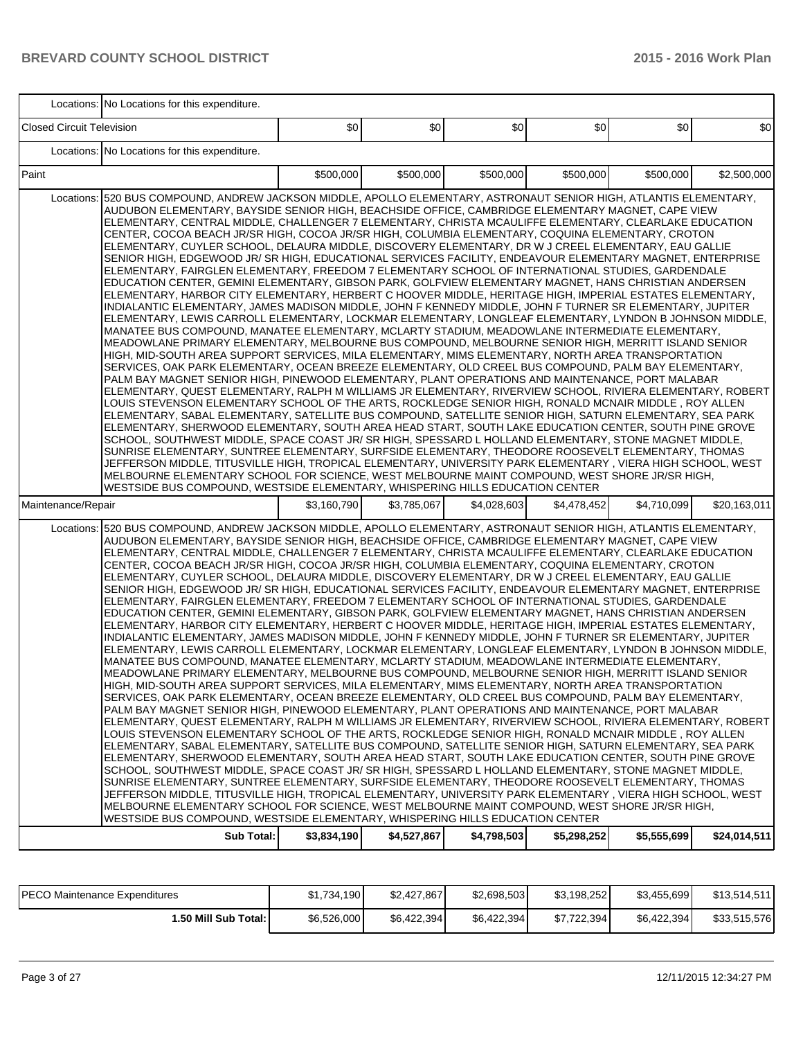| | | | | | | | |
|---|---|---|---|---|---|---|---|
| Locations: | No Locations for this expenditure. | | | | | | |
| Closed Circuit Television | | $0 | $0 | $0 | $0 | $0 | $0 |
| Locations: | No Locations for this expenditure. | | | | | | |
| Paint | | $500,000 | $500,000 | $500,000 | $500,000 | $500,000 | $2,500,000 |
| Locations: | 520 BUS COMPOUND, ANDREW JACKSON MIDDLE, APOLLO ELEMENTARY, ASTRONAUT SENIOR HIGH, ATLANTIS ELEMENTARY, AUDUBON ELEMENTARY, BAYSIDE SENIOR HIGH, BEACHSIDE OFFICE, CAMBRIDGE ELEMENTARY MAGNET, CAPE VIEW ELEMENTARY, CENTRAL MIDDLE, CHALLENGER 7 ELEMENTARY, CHRISTA MCAULIFFE ELEMENTARY, CLEARLAKE EDUCATION CENTER, COCOA BEACH JR/SR HIGH, COCOA JR/SR HIGH, COLUMBIA ELEMENTARY, COQUINA ELEMENTARY, CROTON ELEMENTARY, CUYLER SCHOOL, DELAURA MIDDLE, DISCOVERY ELEMENTARY, DR W J CREEL ELEMENTARY, EAU GALLIE SENIOR HIGH, EDGEWOOD JR/ SR HIGH, EDUCATIONAL SERVICES FACILITY, ENDEAVOUR ELEMENTARY MAGNET, ENTERPRISE ELEMENTARY, FAIRGLEN ELEMENTARY, FREEDOM 7 ELEMENTARY SCHOOL OF INTERNATIONAL STUDIES, GARDENDALE EDUCATION CENTER, GEMINI ELEMENTARY, GIBSON PARK, GOLFVIEW ELEMENTARY MAGNET, HANS CHRISTIAN ANDERSEN ELEMENTARY, HARBOR CITY ELEMENTARY, HERBERT C HOOVER MIDDLE, HERITAGE HIGH, IMPERIAL ESTATES ELEMENTARY, INDIALANTIC ELEMENTARY, JAMES MADISON MIDDLE, JOHN F KENNEDY MIDDLE, JOHN F TURNER SR ELEMENTARY, JUPITER ELEMENTARY, LEWIS CARROLL ELEMENTARY, LOCKMAR ELEMENTARY, LONGLEAF ELEMENTARY, LYNDON B JOHNSON MIDDLE, MANATEE BUS COMPOUND, MANATEE ELEMENTARY, MCLARTY STADIUM, MEADOWLANE INTERMEDIATE ELEMENTARY, MEADOWLANE PRIMARY ELEMENTARY, MELBOURNE BUS COMPOUND, MELBOURNE SENIOR HIGH, MERRITT ISLAND SENIOR HIGH, MID-SOUTH AREA SUPPORT SERVICES, MILA ELEMENTARY, MIMS ELEMENTARY, NORTH AREA TRANSPORTATION SERVICES, OAK PARK ELEMENTARY, OCEAN BREEZE ELEMENTARY, OLD CREEL BUS COMPOUND, PALM BAY ELEMENTARY, PALM BAY MAGNET SENIOR HIGH, PINEWOOD ELEMENTARY, PLANT OPERATIONS AND MAINTENANCE, PORT MALABAR ELEMENTARY, QUEST ELEMENTARY, RALPH M WILLIAMS JR ELEMENTARY, RIVERVIEW SCHOOL, RIVIERA ELEMENTARY, ROBERT LOUIS STEVENSON ELEMENTARY SCHOOL OF THE ARTS, ROCKLEDGE SENIOR HIGH, RONALD MCNAIR MIDDLE , ROY ALLEN ELEMENTARY, SABAL ELEMENTARY, SATELLITE BUS COMPOUND, SATELLITE SENIOR HIGH, SATURN ELEMENTARY, SEA PARK ELEMENTARY, SHERWOOD ELEMENTARY, SOUTH AREA HEAD START, SOUTH LAKE EDUCATION CENTER, SOUTH PINE GROVE SCHOOL, SOUTHWEST MIDDLE, SPACE COAST JR/ SR HIGH, SPESSARD L HOLLAND ELEMENTARY, STONE MAGNET MIDDLE, SUNRISE ELEMENTARY, SUNTREE ELEMENTARY, SURFSIDE ELEMENTARY, THEODORE ROOSEVELT ELEMENTARY, THOMAS JEFFERSON MIDDLE, TITUSVILLE HIGH, TROPICAL ELEMENTARY, UNIVERSITY PARK ELEMENTARY , VIERA HIGH SCHOOL, WEST MELBOURNE ELEMENTARY SCHOOL FOR SCIENCE, WEST MELBOURNE MAINT COMPOUND, WEST SHORE JR/SR HIGH, WESTSIDE BUS COMPOUND, WESTSIDE ELEMENTARY, WHISPERING HILLS EDUCATION CENTER | | | | | | |
| Maintenance/Repair | | $3,160,790 | $3,785,067 | $4,028,603 | $4,478,452 | $4,710,099 | $20,163,011 |
| Locations: | 520 BUS COMPOUND, ANDREW JACKSON MIDDLE, APOLLO ELEMENTARY, ASTRONAUT SENIOR HIGH, ATLANTIS ELEMENTARY, AUDUBON ELEMENTARY, BAYSIDE SENIOR HIGH, BEACHSIDE OFFICE, CAMBRIDGE ELEMENTARY MAGNET, CAPE VIEW ELEMENTARY, CENTRAL MIDDLE, CHALLENGER 7 ELEMENTARY, CHRISTA MCAULIFFE ELEMENTARY, CLEARLAKE EDUCATION CENTER, COCOA BEACH JR/SR HIGH, COCOA JR/SR HIGH, COLUMBIA ELEMENTARY, COQUINA ELEMENTARY, CROTON ELEMENTARY, CUYLER SCHOOL, DELAURA MIDDLE, DISCOVERY ELEMENTARY, DR W J CREEL ELEMENTARY, EAU GALLIE SENIOR HIGH, EDGEWOOD JR/ SR HIGH, EDUCATIONAL SERVICES FACILITY, ENDEAVOUR ELEMENTARY MAGNET, ENTERPRISE ELEMENTARY, FAIRGLEN ELEMENTARY, FREEDOM 7 ELEMENTARY SCHOOL OF INTERNATIONAL STUDIES, GARDENDALE EDUCATION CENTER, GEMINI ELEMENTARY, GIBSON PARK, GOLFVIEW ELEMENTARY MAGNET, HANS CHRISTIAN ANDERSEN ELEMENTARY, HARBOR CITY ELEMENTARY, HERBERT C HOOVER MIDDLE, HERITAGE HIGH, IMPERIAL ESTATES ELEMENTARY, INDIALANTIC ELEMENTARY, JAMES MADISON MIDDLE, JOHN F KENNEDY MIDDLE, JOHN F TURNER SR ELEMENTARY, JUPITER ELEMENTARY, LEWIS CARROLL ELEMENTARY, LOCKMAR ELEMENTARY, LONGLEAF ELEMENTARY, LYNDON B JOHNSON MIDDLE, MANATEE BUS COMPOUND, MANATEE ELEMENTARY, MCLARTY STADIUM, MEADOWLANE INTERMEDIATE ELEMENTARY, MEADOWLANE PRIMARY ELEMENTARY, MELBOURNE BUS COMPOUND, MELBOURNE SENIOR HIGH, MERRITT ISLAND SENIOR HIGH, MID-SOUTH AREA SUPPORT SERVICES, MILA ELEMENTARY, MIMS ELEMENTARY, NORTH AREA TRANSPORTATION SERVICES, OAK PARK ELEMENTARY, OCEAN BREEZE ELEMENTARY, OLD CREEL BUS COMPOUND, PALM BAY ELEMENTARY, PALM BAY MAGNET SENIOR HIGH, PINEWOOD ELEMENTARY, PLANT OPERATIONS AND MAINTENANCE, PORT MALABAR ELEMENTARY, QUEST ELEMENTARY, RALPH M WILLIAMS JR ELEMENTARY, RIVERVIEW SCHOOL, RIVIERA ELEMENTARY, ROBERT LOUIS STEVENSON ELEMENTARY SCHOOL OF THE ARTS, ROCKLEDGE SENIOR HIGH, RONALD MCNAIR MIDDLE , ROY ALLEN ELEMENTARY, SABAL ELEMENTARY, SATELLITE BUS COMPOUND, SATELLITE SENIOR HIGH, SATURN ELEMENTARY, SEA PARK ELEMENTARY, SHERWOOD ELEMENTARY, SOUTH AREA HEAD START, SOUTH LAKE EDUCATION CENTER, SOUTH PINE GROVE SCHOOL, SOUTHWEST MIDDLE, SPACE COAST JR/ SR HIGH, SPESSARD L HOLLAND ELEMENTARY, STONE MAGNET MIDDLE, SUNRISE ELEMENTARY, SUNTREE ELEMENTARY, SURFSIDE ELEMENTARY, THEODORE ROOSEVELT ELEMENTARY, THOMAS JEFFERSON MIDDLE, TITUSVILLE HIGH, TROPICAL ELEMENTARY, UNIVERSITY PARK ELEMENTARY , VIERA HIGH SCHOOL, WEST MELBOURNE ELEMENTARY SCHOOL FOR SCIENCE, WEST MELBOURNE MAINT COMPOUND, WEST SHORE JR/SR HIGH, WESTSIDE BUS COMPOUND, WESTSIDE ELEMENTARY, WHISPERING HILLS EDUCATION CENTER | | | | | | |
| | **Sub Total:** | **$3,834,190** | **$4,527,867** | **$4,798,503** | **$5,298,252** | **$5,555,699** | **$24,014,511** |

| | | | | | | |
|---|---|---|---|---|---|---|
| PECO Maintenance Expenditures | $1,734,190 | $2,427,867 | $2,698,503 | $3,198,252 | $3,455,699 | $13,514,511 |
| **1.50 Mill Sub Total:** | $6,526,000 | $6,422,394 | $6,422,394 | $7,722,394 | $6,422,394 | $33,515,576 |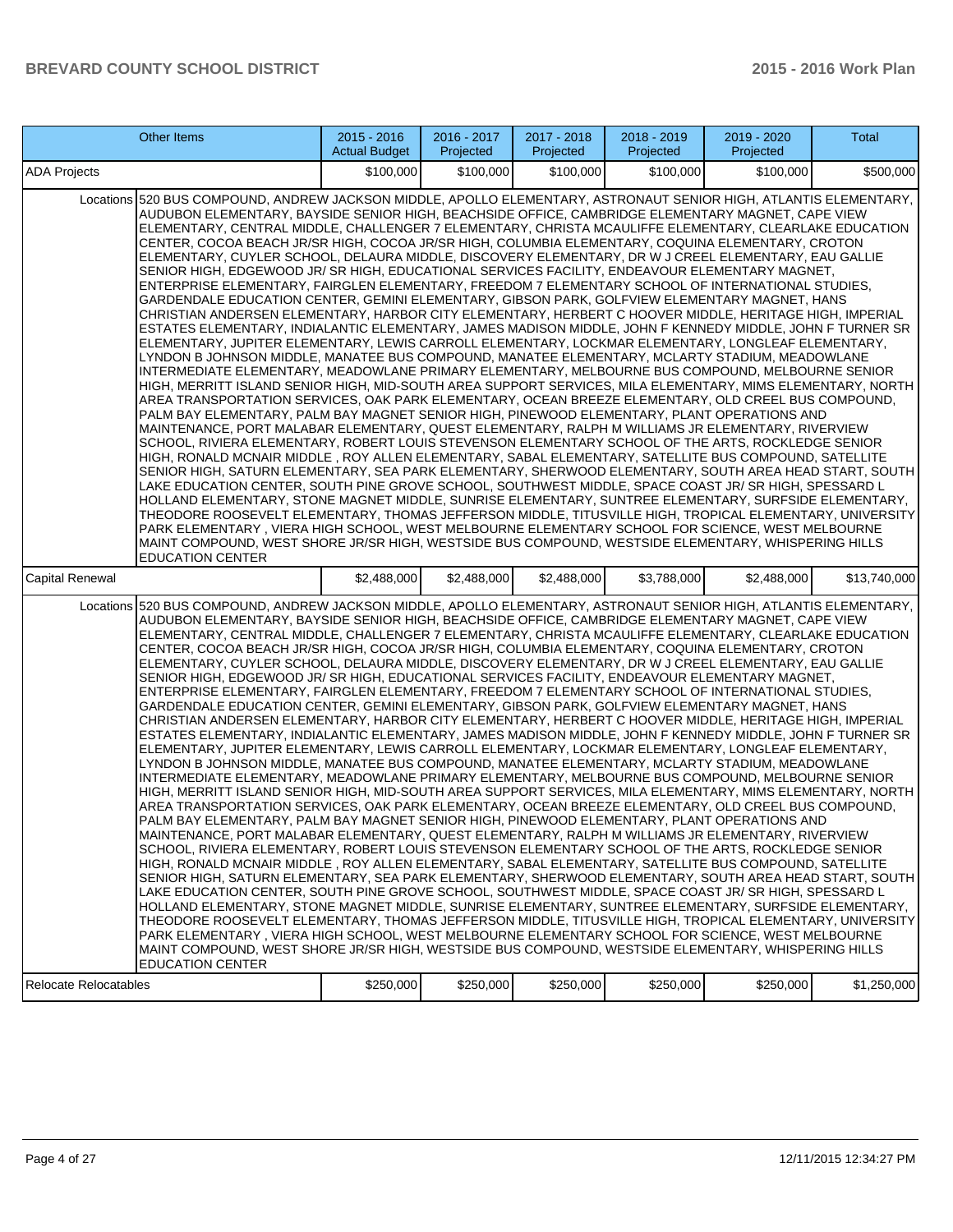| Other Items | | 2015 - 2016 Actual Budget | 2016 - 2017 Projected | 2017 - 2018 Projected | 2018 - 2019 Projected | 2019 - 2020 Projected | Total |
|---|---|---|---|---|---|---|---|
| ADA Projects | | $100,000 | $100,000 | $100,000 | $100,000 | $100,000 | $500,000 |
| | Locations | 520 BUS COMPOUND, ANDREW JACKSON MIDDLE, APOLLO ELEMENTARY, ASTRONAUT SENIOR HIGH, ATLANTIS ELEMENTARY, AUDUBON ELEMENTARY, BAYSIDE SENIOR HIGH, BEACHSIDE OFFICE, CAMBRIDGE ELEMENTARY MAGNET, CAPE VIEW ELEMENTARY, CENTRAL MIDDLE, CHALLENGER 7 ELEMENTARY, CHRISTA MCAULIFFE ELEMENTARY, CLEARLAKE EDUCATION CENTER, COCOA BEACH JR/SR HIGH, COCOA JR/SR HIGH, COLUMBIA ELEMENTARY, COQUINA ELEMENTARY, CROTON ELEMENTARY, CUYLER SCHOOL, DELAURA MIDDLE, DISCOVERY ELEMENTARY, DR W J CREEL ELEMENTARY, EAU GALLIE SENIOR HIGH, EDGEWOOD JR/ SR HIGH, EDUCATIONAL SERVICES FACILITY, ENDEAVOUR ELEMENTARY MAGNET, ENTERPRISE ELEMENTARY, FAIRGLEN ELEMENTARY, FREEDOM 7 ELEMENTARY SCHOOL OF INTERNATIONAL STUDIES, GARDENDALE EDUCATION CENTER, GEMINI ELEMENTARY, GIBSON PARK, GOLFVIEW ELEMENTARY MAGNET, HANS CHRISTIAN ANDERSEN ELEMENTARY, HARBOR CITY ELEMENTARY, HERBERT C HOOVER MIDDLE, HERITAGE HIGH, IMPERIAL ESTATES ELEMENTARY, INDIALANTIC ELEMENTARY, JAMES MADISON MIDDLE, JOHN F KENNEDY MIDDLE, JOHN F TURNER SR ELEMENTARY, JUPITER ELEMENTARY, LEWIS CARROLL ELEMENTARY, LOCKMAR ELEMENTARY, LONGLEAF ELEMENTARY, LYNDON B JOHNSON MIDDLE, MANATEE BUS COMPOUND, MANATEE ELEMENTARY, MCLARTY STADIUM, MEADOWLANE INTERMEDIATE ELEMENTARY, MEADOWLANE PRIMARY ELEMENTARY, MELBOURNE BUS COMPOUND, MELBOURNE SENIOR HIGH, MERRITT ISLAND SENIOR HIGH, MID-SOUTH AREA SUPPORT SERVICES, MILA ELEMENTARY, MIMS ELEMENTARY, NORTH AREA TRANSPORTATION SERVICES, OAK PARK ELEMENTARY, OCEAN BREEZE ELEMENTARY, OLD CREEL BUS COMPOUND, PALM BAY ELEMENTARY, PALM BAY MAGNET SENIOR HIGH, PINEWOOD ELEMENTARY, PLANT OPERATIONS AND MAINTENANCE, PORT MALABAR ELEMENTARY, QUEST ELEMENTARY, RALPH M WILLIAMS JR ELEMENTARY, RIVERVIEW SCHOOL, RIVIERA ELEMENTARY, ROBERT LOUIS STEVENSON ELEMENTARY SCHOOL OF THE ARTS, ROCKLEDGE SENIOR HIGH, RONALD MCNAIR MIDDLE , ROY ALLEN ELEMENTARY, SABAL ELEMENTARY, SATELLITE BUS COMPOUND, SATELLITE SENIOR HIGH, SATURN ELEMENTARY, SEA PARK ELEMENTARY, SHERWOOD ELEMENTARY, SOUTH AREA HEAD START, SOUTH LAKE EDUCATION CENTER, SOUTH PINE GROVE SCHOOL, SOUTHWEST MIDDLE, SPACE COAST JR/ SR HIGH, SPESSARD L HOLLAND ELEMENTARY, STONE MAGNET MIDDLE, SUNRISE ELEMENTARY, SUNTREE ELEMENTARY, SURFSIDE ELEMENTARY, THEODORE ROOSEVELT ELEMENTARY, THOMAS JEFFERSON MIDDLE, TITUSVILLE HIGH, TROPICAL ELEMENTARY, UNIVERSITY PARK ELEMENTARY , VIERA HIGH SCHOOL, WEST MELBOURNE ELEMENTARY SCHOOL FOR SCIENCE, WEST MELBOURNE MAINT COMPOUND, WEST SHORE JR/SR HIGH, WESTSIDE BUS COMPOUND, WESTSIDE ELEMENTARY, WHISPERING HILLS EDUCATION CENTER | | | | | | |
| Capital Renewal | | $2,488,000 | $2,488,000 | $2,488,000 | $3,788,000 | $2,488,000 | $13,740,000 |
| | Locations | 520 BUS COMPOUND, ANDREW JACKSON MIDDLE, APOLLO ELEMENTARY, ASTRONAUT SENIOR HIGH, ATLANTIS ELEMENTARY, AUDUBON ELEMENTARY, BAYSIDE SENIOR HIGH, BEACHSIDE OFFICE, CAMBRIDGE ELEMENTARY MAGNET, CAPE VIEW ELEMENTARY, CENTRAL MIDDLE, CHALLENGER 7 ELEMENTARY, CHRISTA MCAULIFFE ELEMENTARY, CLEARLAKE EDUCATION CENTER, COCOA BEACH JR/SR HIGH, COCOA JR/SR HIGH, COLUMBIA ELEMENTARY, COQUINA ELEMENTARY, CROTON ELEMENTARY, CUYLER SCHOOL, DELAURA MIDDLE, DISCOVERY ELEMENTARY, DR W J CREEL ELEMENTARY, EAU GALLIE SENIOR HIGH, EDGEWOOD JR/ SR HIGH, EDUCATIONAL SERVICES FACILITY, ENDEAVOUR ELEMENTARY MAGNET, ENTERPRISE ELEMENTARY, FAIRGLEN ELEMENTARY, FREEDOM 7 ELEMENTARY SCHOOL OF INTERNATIONAL STUDIES, GARDENDALE EDUCATION CENTER, GEMINI ELEMENTARY, GIBSON PARK, GOLFVIEW ELEMENTARY MAGNET, HANS CHRISTIAN ANDERSEN ELEMENTARY, HARBOR CITY ELEMENTARY, HERBERT C HOOVER MIDDLE, HERITAGE HIGH, IMPERIAL ESTATES ELEMENTARY, INDIALANTIC ELEMENTARY, JAMES MADISON MIDDLE, JOHN F KENNEDY MIDDLE, JOHN F TURNER SR ELEMENTARY, JUPITER ELEMENTARY, LEWIS CARROLL ELEMENTARY, LOCKMAR ELEMENTARY, LONGLEAF ELEMENTARY, LYNDON B JOHNSON MIDDLE, MANATEE BUS COMPOUND, MANATEE ELEMENTARY, MCLARTY STADIUM, MEADOWLANE INTERMEDIATE ELEMENTARY, MEADOWLANE PRIMARY ELEMENTARY, MELBOURNE BUS COMPOUND, MELBOURNE SENIOR HIGH, MERRITT ISLAND SENIOR HIGH, MID-SOUTH AREA SUPPORT SERVICES, MILA ELEMENTARY, MIMS ELEMENTARY, NORTH AREA TRANSPORTATION SERVICES, OAK PARK ELEMENTARY, OCEAN BREEZE ELEMENTARY, OLD CREEL BUS COMPOUND, PALM BAY ELEMENTARY, PALM BAY MAGNET SENIOR HIGH, PINEWOOD ELEMENTARY, PLANT OPERATIONS AND MAINTENANCE, PORT MALABAR ELEMENTARY, QUEST ELEMENTARY, RALPH M WILLIAMS JR ELEMENTARY, RIVERVIEW SCHOOL, RIVIERA ELEMENTARY, ROBERT LOUIS STEVENSON ELEMENTARY SCHOOL OF THE ARTS, ROCKLEDGE SENIOR HIGH, RONALD MCNAIR MIDDLE , ROY ALLEN ELEMENTARY, SABAL ELEMENTARY, SATELLITE BUS COMPOUND, SATELLITE SENIOR HIGH, SATURN ELEMENTARY, SEA PARK ELEMENTARY, SHERWOOD ELEMENTARY, SOUTH AREA HEAD START, SOUTH LAKE EDUCATION CENTER, SOUTH PINE GROVE SCHOOL, SOUTHWEST MIDDLE, SPACE COAST JR/ SR HIGH, SPESSARD L HOLLAND ELEMENTARY, STONE MAGNET MIDDLE, SUNRISE ELEMENTARY, SUNTREE ELEMENTARY, SURFSIDE ELEMENTARY, THEODORE ROOSEVELT ELEMENTARY, THOMAS JEFFERSON MIDDLE, TITUSVILLE HIGH, TROPICAL ELEMENTARY, UNIVERSITY PARK ELEMENTARY , VIERA HIGH SCHOOL, WEST MELBOURNE ELEMENTARY SCHOOL FOR SCIENCE, WEST MELBOURNE MAINT COMPOUND, WEST SHORE JR/SR HIGH, WESTSIDE BUS COMPOUND, WESTSIDE ELEMENTARY, WHISPERING HILLS EDUCATION CENTER | | | | | | |
| Relocate Relocatables | | $250,000 | $250,000 | $250,000 | $250,000 | $250,000 | $1,250,000 |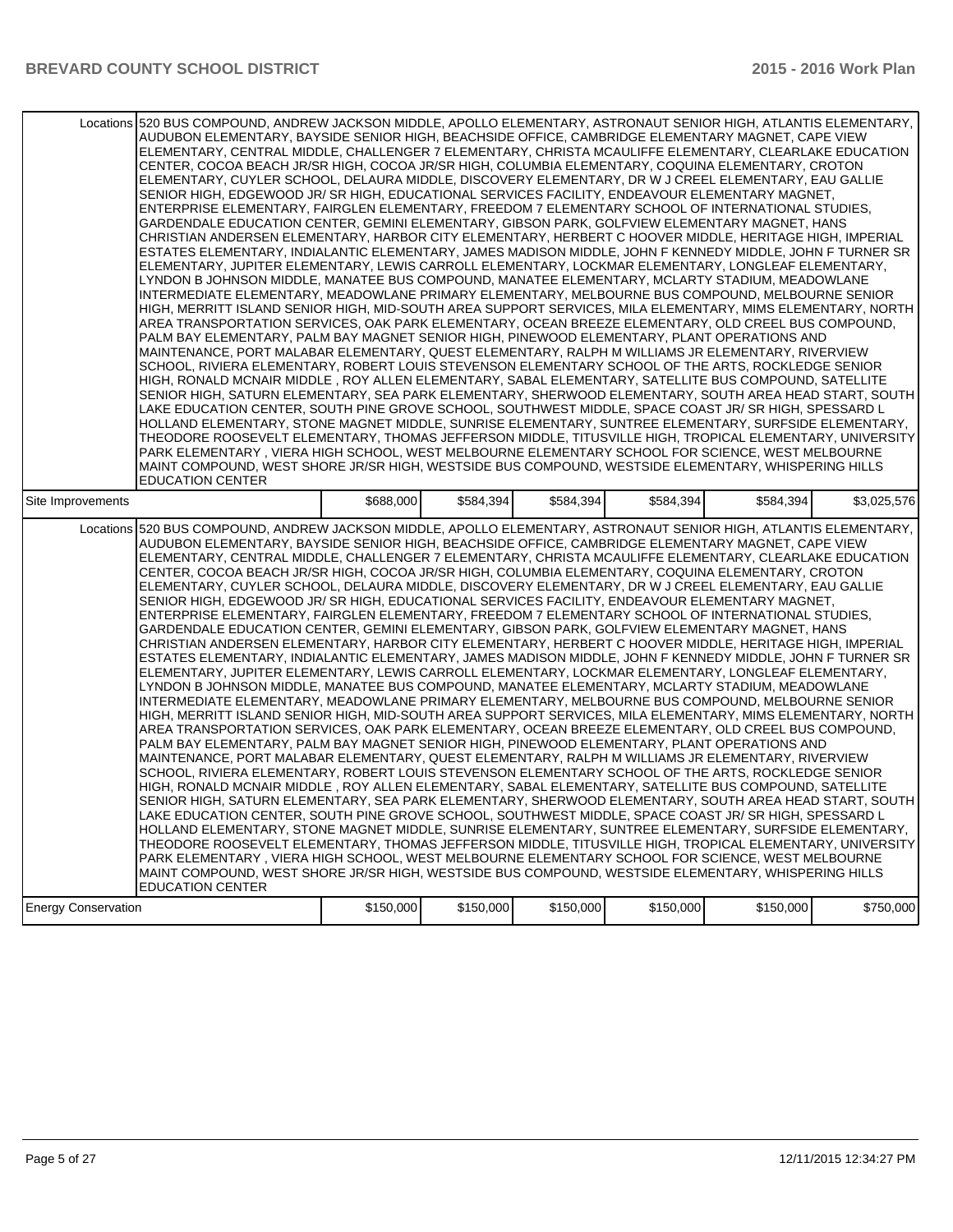| | Locations | | | | | | |
|---|---|---|---|---|---|---|---|
| | Locations | 520 BUS COMPOUND, ANDREW JACKSON MIDDLE, APOLLO ELEMENTARY, ASTRONAUT SENIOR HIGH, ATLANTIS ELEMENTARY, AUDUBON ELEMENTARY, BAYSIDE SENIOR HIGH, BEACHSIDE OFFICE, CAMBRIDGE ELEMENTARY MAGNET, CAPE VIEW ELEMENTARY, CENTRAL MIDDLE, CHALLENGER 7 ELEMENTARY, CHRISTA MCAULIFFE ELEMENTARY, CLEARLAKE EDUCATION CENTER, COCOA BEACH JR/SR HIGH, COCOA JR/SR HIGH, COLUMBIA ELEMENTARY, COQUINA ELEMENTARY, CROTON ELEMENTARY, CUYLER SCHOOL, DELAURA MIDDLE, DISCOVERY ELEMENTARY, DR W J CREEL ELEMENTARY, EAU GALLIE SENIOR HIGH, EDGEWOOD JR/ SR HIGH, EDUCATIONAL SERVICES FACILITY, ENDEAVOUR ELEMENTARY MAGNET, ENTERPRISE ELEMENTARY, FAIRGLEN ELEMENTARY, FREEDOM 7 ELEMENTARY SCHOOL OF INTERNATIONAL STUDIES, GARDENDALE EDUCATION CENTER, GEMINI ELEMENTARY, GIBSON PARK, GOLFVIEW ELEMENTARY MAGNET, HANS CHRISTIAN ANDERSEN ELEMENTARY, HARBOR CITY ELEMENTARY, HERBERT C HOOVER MIDDLE, HERITAGE HIGH, IMPERIAL ESTATES ELEMENTARY, INDIALANTIC ELEMENTARY, JAMES MADISON MIDDLE, JOHN F KENNEDY MIDDLE, JOHN F TURNER SR ELEMENTARY, JUPITER ELEMENTARY, LEWIS CARROLL ELEMENTARY, LOCKMAR ELEMENTARY, LONGLEAF ELEMENTARY, LYNDON B JOHNSON MIDDLE, MANATEE BUS COMPOUND, MANATEE ELEMENTARY, MCLARTY STADIUM, MEADOWLANE INTERMEDIATE ELEMENTARY, MEADOWLANE PRIMARY ELEMENTARY, MELBOURNE BUS COMPOUND, MELBOURNE SENIOR HIGH, MERRITT ISLAND SENIOR HIGH, MID-SOUTH AREA SUPPORT SERVICES, MILA ELEMENTARY, MIMS ELEMENTARY, NORTH AREA TRANSPORTATION SERVICES, OAK PARK ELEMENTARY, OCEAN BREEZE ELEMENTARY, OLD CREEL BUS COMPOUND, PALM BAY ELEMENTARY, PALM BAY MAGNET SENIOR HIGH, PINEWOOD ELEMENTARY, PLANT OPERATIONS AND MAINTENANCE, PORT MALABAR ELEMENTARY, QUEST ELEMENTARY, RALPH M WILLIAMS JR ELEMENTARY, RIVERVIEW SCHOOL, RIVIERA ELEMENTARY, ROBERT LOUIS STEVENSON ELEMENTARY SCHOOL OF THE ARTS, ROCKLEDGE SENIOR HIGH, RONALD MCNAIR MIDDLE , ROY ALLEN ELEMENTARY, SABAL ELEMENTARY, SATELLITE BUS COMPOUND, SATELLITE SENIOR HIGH, SATURN ELEMENTARY, SEA PARK ELEMENTARY, SHERWOOD ELEMENTARY, SOUTH AREA HEAD START, SOUTH LAKE EDUCATION CENTER, SOUTH PINE GROVE SCHOOL, SOUTHWEST MIDDLE, SPACE COAST JR/ SR HIGH, SPESSARD L HOLLAND ELEMENTARY, STONE MAGNET MIDDLE, SUNRISE ELEMENTARY, SUNTREE ELEMENTARY, SURFSIDE ELEMENTARY, THEODORE ROOSEVELT ELEMENTARY, THOMAS JEFFERSON MIDDLE, TITUSVILLE HIGH, TROPICAL ELEMENTARY, UNIVERSITY PARK ELEMENTARY , VIERA HIGH SCHOOL, WEST MELBOURNE ELEMENTARY SCHOOL FOR SCIENCE, WEST MELBOURNE MAINT COMPOUND, WEST SHORE JR/SR HIGH, WESTSIDE BUS COMPOUND, WESTSIDE ELEMENTARY, WHISPERING HILLS EDUCATION CENTER | | | | | |
| Site Improvements | | $688,000 | $584,394 | $584,394 | $584,394 | $584,394 | $3,025,576 |
| | Locations | 520 BUS COMPOUND, ANDREW JACKSON MIDDLE, APOLLO ELEMENTARY, ASTRONAUT SENIOR HIGH, ATLANTIS ELEMENTARY, AUDUBON ELEMENTARY, BAYSIDE SENIOR HIGH, BEACHSIDE OFFICE, CAMBRIDGE ELEMENTARY MAGNET, CAPE VIEW ELEMENTARY, CENTRAL MIDDLE, CHALLENGER 7 ELEMENTARY, CHRISTA MCAULIFFE ELEMENTARY, CLEARLAKE EDUCATION CENTER, COCOA BEACH JR/SR HIGH, COCOA JR/SR HIGH, COLUMBIA ELEMENTARY, COQUINA ELEMENTARY, CROTON ELEMENTARY, CUYLER SCHOOL, DELAURA MIDDLE, DISCOVERY ELEMENTARY, DR W J CREEL ELEMENTARY, EAU GALLIE SENIOR HIGH, EDGEWOOD JR/ SR HIGH, EDUCATIONAL SERVICES FACILITY, ENDEAVOUR ELEMENTARY MAGNET, ENTERPRISE ELEMENTARY, FAIRGLEN ELEMENTARY, FREEDOM 7 ELEMENTARY SCHOOL OF INTERNATIONAL STUDIES, GARDENDALE EDUCATION CENTER, GEMINI ELEMENTARY, GIBSON PARK, GOLFVIEW ELEMENTARY MAGNET, HANS CHRISTIAN ANDERSEN ELEMENTARY, HARBOR CITY ELEMENTARY, HERBERT C HOOVER MIDDLE, HERITAGE HIGH, IMPERIAL ESTATES ELEMENTARY, INDIALANTIC ELEMENTARY, JAMES MADISON MIDDLE, JOHN F KENNEDY MIDDLE, JOHN F TURNER SR ELEMENTARY, JUPITER ELEMENTARY, LEWIS CARROLL ELEMENTARY, LOCKMAR ELEMENTARY, LONGLEAF ELEMENTARY, LYNDON B JOHNSON MIDDLE, MANATEE BUS COMPOUND, MANATEE ELEMENTARY, MCLARTY STADIUM, MEADOWLANE INTERMEDIATE ELEMENTARY, MEADOWLANE PRIMARY ELEMENTARY, MELBOURNE BUS COMPOUND, MELBOURNE SENIOR HIGH, MERRITT ISLAND SENIOR HIGH, MID-SOUTH AREA SUPPORT SERVICES, MILA ELEMENTARY, MIMS ELEMENTARY, NORTH AREA TRANSPORTATION SERVICES, OAK PARK ELEMENTARY, OCEAN BREEZE ELEMENTARY, OLD CREEL BUS COMPOUND, PALM BAY ELEMENTARY, PALM BAY MAGNET SENIOR HIGH, PINEWOOD ELEMENTARY, PLANT OPERATIONS AND MAINTENANCE, PORT MALABAR ELEMENTARY, QUEST ELEMENTARY, RALPH M WILLIAMS JR ELEMENTARY, RIVERVIEW SCHOOL, RIVIERA ELEMENTARY, ROBERT LOUIS STEVENSON ELEMENTARY SCHOOL OF THE ARTS, ROCKLEDGE SENIOR HIGH, RONALD MCNAIR MIDDLE , ROY ALLEN ELEMENTARY, SABAL ELEMENTARY, SATELLITE BUS COMPOUND, SATELLITE SENIOR HIGH, SATURN ELEMENTARY, SEA PARK ELEMENTARY, SHERWOOD ELEMENTARY, SOUTH AREA HEAD START, SOUTH LAKE EDUCATION CENTER, SOUTH PINE GROVE SCHOOL, SOUTHWEST MIDDLE, SPACE COAST JR/ SR HIGH, SPESSARD L HOLLAND ELEMENTARY, STONE MAGNET MIDDLE, SUNRISE ELEMENTARY, SUNTREE ELEMENTARY, SURFSIDE ELEMENTARY, THEODORE ROOSEVELT ELEMENTARY, THOMAS JEFFERSON MIDDLE, TITUSVILLE HIGH, TROPICAL ELEMENTARY, UNIVERSITY PARK ELEMENTARY , VIERA HIGH SCHOOL, WEST MELBOURNE ELEMENTARY SCHOOL FOR SCIENCE, WEST MELBOURNE MAINT COMPOUND, WEST SHORE JR/SR HIGH, WESTSIDE BUS COMPOUND, WESTSIDE ELEMENTARY, WHISPERING HILLS EDUCATION CENTER | | | | | |
| Energy Conservation | | $150,000 | $150,000 | $150,000 | $150,000 | $150,000 | $750,000 |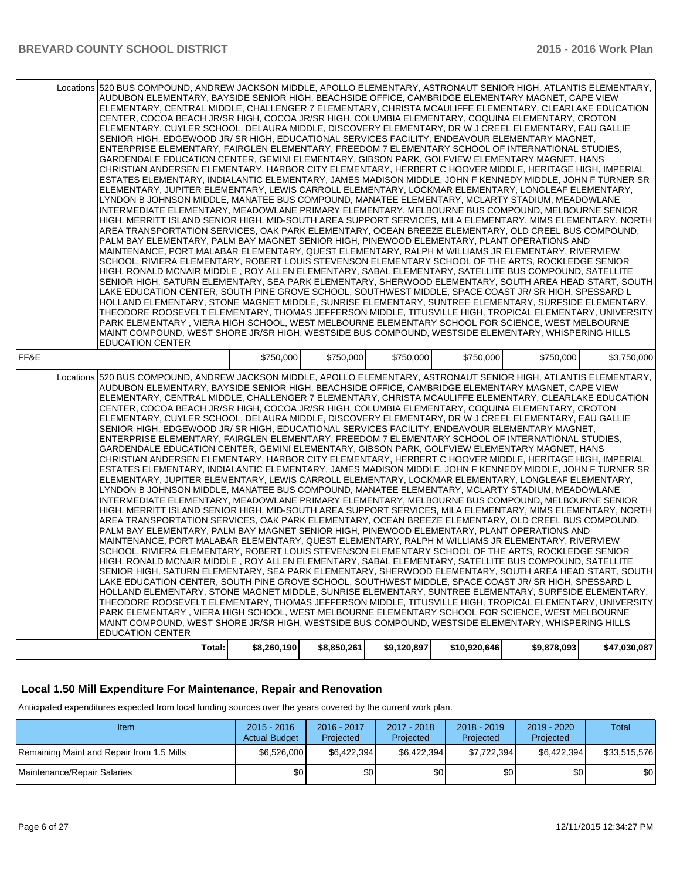| | | | | | | | |
|---|---|---|---|---|---|---|---|
| | Locations | 520 BUS COMPOUND, ANDREW JACKSON MIDDLE, APOLLO ELEMENTARY, ASTRONAUT SENIOR HIGH, ATLANTIS ELEMENTARY, AUDUBON ELEMENTARY, BAYSIDE SENIOR HIGH, BEACHSIDE OFFICE, CAMBRIDGE ELEMENTARY MAGNET, CAPE VIEW ELEMENTARY, CENTRAL MIDDLE, CHALLENGER 7 ELEMENTARY, CHRISTA MCAULIFFE ELEMENTARY, CLEARLAKE EDUCATION CENTER, COCOA BEACH JR/SR HIGH, COCOA JR/SR HIGH, COLUMBIA ELEMENTARY, COQUINA ELEMENTARY, CROTON ELEMENTARY, CUYLER SCHOOL, DELAURA MIDDLE, DISCOVERY ELEMENTARY, DR W J CREEL ELEMENTARY, EAU GALLIE SENIOR HIGH, EDGEWOOD JR/ SR HIGH, EDUCATIONAL SERVICES FACILITY, ENDEAVOUR ELEMENTARY MAGNET, ENTERPRISE ELEMENTARY, FAIRGLEN ELEMENTARY, FREEDOM 7 ELEMENTARY SCHOOL OF INTERNATIONAL STUDIES, GARDENDALE EDUCATION CENTER, GEMINI ELEMENTARY, GIBSON PARK, GOLFVIEW ELEMENTARY MAGNET, HANS CHRISTIAN ANDERSEN ELEMENTARY, HARBOR CITY ELEMENTARY, HERBERT C HOOVER MIDDLE, HERITAGE HIGH, IMPERIAL ESTATES ELEMENTARY, INDIALANTIC ELEMENTARY, JAMES MADISON MIDDLE, JOHN F KENNEDY MIDDLE, JOHN F TURNER SR ELEMENTARY, JUPITER ELEMENTARY, LEWIS CARROLL ELEMENTARY, LOCKMAR ELEMENTARY, LONGLEAF ELEMENTARY, LYNDON B JOHNSON MIDDLE, MANATEE BUS COMPOUND, MANATEE ELEMENTARY, MCLARTY STADIUM, MEADOWLANE INTERMEDIATE ELEMENTARY, MEADOWLANE PRIMARY ELEMENTARY, MELBOURNE BUS COMPOUND, MELBOURNE SENIOR HIGH, MERRITT ISLAND SENIOR HIGH, MID-SOUTH AREA SUPPORT SERVICES, MILA ELEMENTARY, MIMS ELEMENTARY, NORTH AREA TRANSPORTATION SERVICES, OAK PARK ELEMENTARY, OCEAN BREEZE ELEMENTARY, OLD CREEL BUS COMPOUND, PALM BAY ELEMENTARY, PALM BAY MAGNET SENIOR HIGH, PINEWOOD ELEMENTARY, PLANT OPERATIONS AND MAINTENANCE, PORT MALABAR ELEMENTARY, QUEST ELEMENTARY, RALPH M WILLIAMS JR ELEMENTARY, RIVERVIEW SCHOOL, RIVIERA ELEMENTARY, ROBERT LOUIS STEVENSON ELEMENTARY SCHOOL OF THE ARTS, ROCKLEDGE SENIOR HIGH, RONALD MCNAIR MIDDLE , ROY ALLEN ELEMENTARY, SABAL ELEMENTARY, SATELLITE BUS COMPOUND, SATELLITE SENIOR HIGH, SATURN ELEMENTARY, SEA PARK ELEMENTARY, SHERWOOD ELEMENTARY, SOUTH AREA HEAD START, SOUTH LAKE EDUCATION CENTER, SOUTH PINE GROVE SCHOOL, SOUTHWEST MIDDLE, SPACE COAST JR/ SR HIGH, SPESSARD L HOLLAND ELEMENTARY, STONE MAGNET MIDDLE, SUNRISE ELEMENTARY, SUNTREE ELEMENTARY, SURFSIDE ELEMENTARY, THEODORE ROOSEVELT ELEMENTARY, THOMAS JEFFERSON MIDDLE, TITUSVILLE HIGH, TROPICAL ELEMENTARY, UNIVERSITY PARK ELEMENTARY , VIERA HIGH SCHOOL, WEST MELBOURNE ELEMENTARY SCHOOL FOR SCIENCE, WEST MELBOURNE MAINT COMPOUND, WEST SHORE JR/SR HIGH, WESTSIDE BUS COMPOUND, WESTSIDE ELEMENTARY, WHISPERING HILLS EDUCATION CENTER | | | | | | |
| FF&E | | | $750,000 | $750,000 | $750,000 | $750,000 | $750,000 | $3,750,000 |
| | Locations | 520 BUS COMPOUND, ANDREW JACKSON MIDDLE, APOLLO ELEMENTARY, ASTRONAUT SENIOR HIGH, ATLANTIS ELEMENTARY, AUDUBON ELEMENTARY, BAYSIDE SENIOR HIGH, BEACHSIDE OFFICE, CAMBRIDGE ELEMENTARY MAGNET, CAPE VIEW ELEMENTARY, CENTRAL MIDDLE, CHALLENGER 7 ELEMENTARY, CHRISTA MCAULIFFE ELEMENTARY, CLEARLAKE EDUCATION CENTER, COCOA BEACH JR/SR HIGH, COCOA JR/SR HIGH, COLUMBIA ELEMENTARY, COQUINA ELEMENTARY, CROTON ELEMENTARY, CUYLER SCHOOL, DELAURA MIDDLE, DISCOVERY ELEMENTARY, DR W J CREEL ELEMENTARY, EAU GALLIE SENIOR HIGH, EDGEWOOD JR/ SR HIGH, EDUCATIONAL SERVICES FACILITY, ENDEAVOUR ELEMENTARY MAGNET, ENTERPRISE ELEMENTARY, FAIRGLEN ELEMENTARY, FREEDOM 7 ELEMENTARY SCHOOL OF INTERNATIONAL STUDIES, GARDENDALE EDUCATION CENTER, GEMINI ELEMENTARY, GIBSON PARK, GOLFVIEW ELEMENTARY MAGNET, HANS CHRISTIAN ANDERSEN ELEMENTARY, HARBOR CITY ELEMENTARY, HERBERT C HOOVER MIDDLE, HERITAGE HIGH, IMPERIAL ESTATES ELEMENTARY, INDIALANTIC ELEMENTARY, JAMES MADISON MIDDLE, JOHN F KENNEDY MIDDLE, JOHN F TURNER SR ELEMENTARY, JUPITER ELEMENTARY, LEWIS CARROLL ELEMENTARY, LOCKMAR ELEMENTARY, LONGLEAF ELEMENTARY, LYNDON B JOHNSON MIDDLE, MANATEE BUS COMPOUND, MANATEE ELEMENTARY, MCLARTY STADIUM, MEADOWLANE INTERMEDIATE ELEMENTARY, MEADOWLANE PRIMARY ELEMENTARY, MELBOURNE BUS COMPOUND, MELBOURNE SENIOR HIGH, MERRITT ISLAND SENIOR HIGH, MID-SOUTH AREA SUPPORT SERVICES, MILA ELEMENTARY, MIMS ELEMENTARY, NORTH AREA TRANSPORTATION SERVICES, OAK PARK ELEMENTARY, OCEAN BREEZE ELEMENTARY, OLD CREEL BUS COMPOUND, PALM BAY ELEMENTARY, PALM BAY MAGNET SENIOR HIGH, PINEWOOD ELEMENTARY, PLANT OPERATIONS AND MAINTENANCE, PORT MALABAR ELEMENTARY, QUEST ELEMENTARY, RALPH M WILLIAMS JR ELEMENTARY, RIVERVIEW SCHOOL, RIVIERA ELEMENTARY, ROBERT LOUIS STEVENSON ELEMENTARY SCHOOL OF THE ARTS, ROCKLEDGE SENIOR HIGH, RONALD MCNAIR MIDDLE , ROY ALLEN ELEMENTARY, SABAL ELEMENTARY, SATELLITE BUS COMPOUND, SATELLITE SENIOR HIGH, SATURN ELEMENTARY, SEA PARK ELEMENTARY, SHERWOOD ELEMENTARY, SOUTH AREA HEAD START, SOUTH LAKE EDUCATION CENTER, SOUTH PINE GROVE SCHOOL, SOUTHWEST MIDDLE, SPACE COAST JR/ SR HIGH, SPESSARD L HOLLAND ELEMENTARY, STONE MAGNET MIDDLE, SUNRISE ELEMENTARY, SUNTREE ELEMENTARY, SURFSIDE ELEMENTARY, THEODORE ROOSEVELT ELEMENTARY, THOMAS JEFFERSON MIDDLE, TITUSVILLE HIGH, TROPICAL ELEMENTARY, UNIVERSITY PARK ELEMENTARY , VIERA HIGH SCHOOL, WEST MELBOURNE ELEMENTARY SCHOOL FOR SCIENCE, WEST MELBOURNE MAINT COMPOUND, WEST SHORE JR/SR HIGH, WESTSIDE BUS COMPOUND, WESTSIDE ELEMENTARY, WHISPERING HILLS EDUCATION CENTER | | | | | | |
| | | Total: | $8,260,190 | $8,850,261 | $9,120,897 | $10,920,646 | $9,878,093 | $47,030,087 |

## Local 1.50 Mill Expenditure For Maintenance, Repair and Renovation

Anticipated expenditures expected from local funding sources over the years covered by the current work plan.

| Item | 2015 - 2016 Actual Budget | 2016 - 2017 Projected | 2017 - 2018 Projected | 2018 - 2019 Projected | 2019 - 2020 Projected | Total |
|---|---|---|---|---|---|---|
| Remaining Maint and Repair from 1.5 Mills | $6,526,000 | $6,422,394 | $6,422,394 | $7,722,394 | $6,422,394 | $33,515,576 |
| Maintenance/Repair Salaries | $0 | $0 | $0 | $0 | $0 | $0 |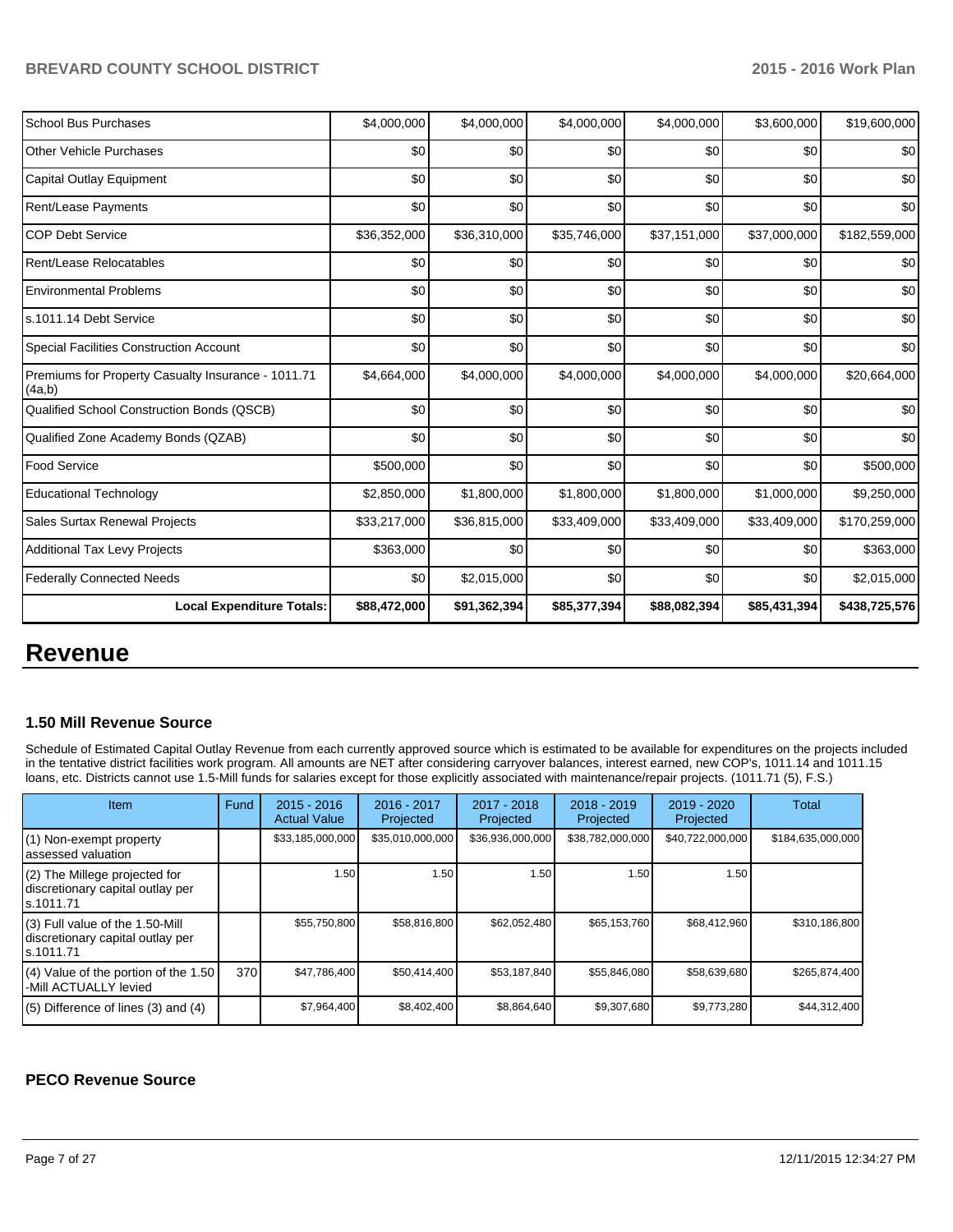| | | | | | | |
|---|---|---|---|---|---|---|
| School Bus Purchases | $4,000,000 | $4,000,000 | $4,000,000 | $4,000,000 | $3,600,000 | $19,600,000 |
| Other Vehicle Purchases | $0 | $0 | $0 | $0 | $0 | $0 |
| Capital Outlay Equipment | $0 | $0 | $0 | $0 | $0 | $0 |
| Rent/Lease Payments | $0 | $0 | $0 | $0 | $0 | $0 |
| COP Debt Service | $36,352,000 | $36,310,000 | $35,746,000 | $37,151,000 | $37,000,000 | $182,559,000 |
| Rent/Lease Relocatables | $0 | $0 | $0 | $0 | $0 | $0 |
| Environmental Problems | $0 | $0 | $0 | $0 | $0 | $0 |
| s.1011.14 Debt Service | $0 | $0 | $0 | $0 | $0 | $0 |
| Special Facilities Construction Account | $0 | $0 | $0 | $0 | $0 | $0 |
| Premiums for Property Casualty Insurance - 1011.71 (4a,b) | $4,664,000 | $4,000,000 | $4,000,000 | $4,000,000 | $4,000,000 | $20,664,000 |
| Qualified School Construction Bonds (QSCB) | $0 | $0 | $0 | $0 | $0 | $0 |
| Qualified Zone Academy Bonds (QZAB) | $0 | $0 | $0 | $0 | $0 | $0 |
| Food Service | $500,000 | $0 | $0 | $0 | $0 | $500,000 |
| Educational Technology | $2,850,000 | $1,800,000 | $1,800,000 | $1,800,000 | $1,000,000 | $9,250,000 |
| Sales Surtax Renewal Projects | $33,217,000 | $36,815,000 | $33,409,000 | $33,409,000 | $33,409,000 | $170,259,000 |
| Additional Tax Levy Projects | $363,000 | $0 | $0 | $0 | $0 | $363,000 |
| Federally Connected Needs | $0 | $2,015,000 | $0 | $0 | $0 | $2,015,000 |
| **Local Expenditure Totals:** | **$88,472,000** | **$91,362,394** | **$85,377,394** | **$88,082,394** | **$85,431,394** | **$438,725,576** |

# Revenue

### 1.50 Mill Revenue Source

Schedule of Estimated Capital Outlay Revenue from each currently approved source which is estimated to be available for expenditures on the projects included in the tentative district facilities work program. All amounts are NET after considering carryover balances, interest earned, new COP's, 1011.14 and 1011.15 loans, etc. Districts cannot use 1.5-Mill funds for salaries except for those explicitly associated with maintenance/repair projects. (1011.71 (5), F.S.)

| Item | Fund | 2015 - 2016 Actual Value | 2016 - 2017 Projected | 2017 - 2018 Projected | 2018 - 2019 Projected | 2019 - 2020 Projected | Total |
|---|---|---|---|---|---|---|---|
| (1) Non-exempt property assessed valuation | | $33,185,000,000 | $35,010,000,000 | $36,936,000,000 | $38,782,000,000 | $40,722,000,000 | $184,635,000,000 |
| (2) The Millege projected for discretionary capital outlay per s.1011.71 | | 1.50 | 1.50 | 1.50 | 1.50 | 1.50 | |
| (3) Full value of the 1.50-Mill discretionary capital outlay per s.1011.71 | | $55,750,800 | $58,816,800 | $62,052,480 | $65,153,760 | $68,412,960 | $310,186,800 |
| (4) Value of the portion of the 1.50 -Mill ACTUALLY levied | 370 | $47,786,400 | $50,414,400 | $53,187,840 | $55,846,080 | $58,639,680 | $265,874,400 |
| (5) Difference of lines (3) and (4) | | $7,964,400 | $8,402,400 | $8,864,640 | $9,307,680 | $9,773,280 | $44,312,400 |

### PECO Revenue Source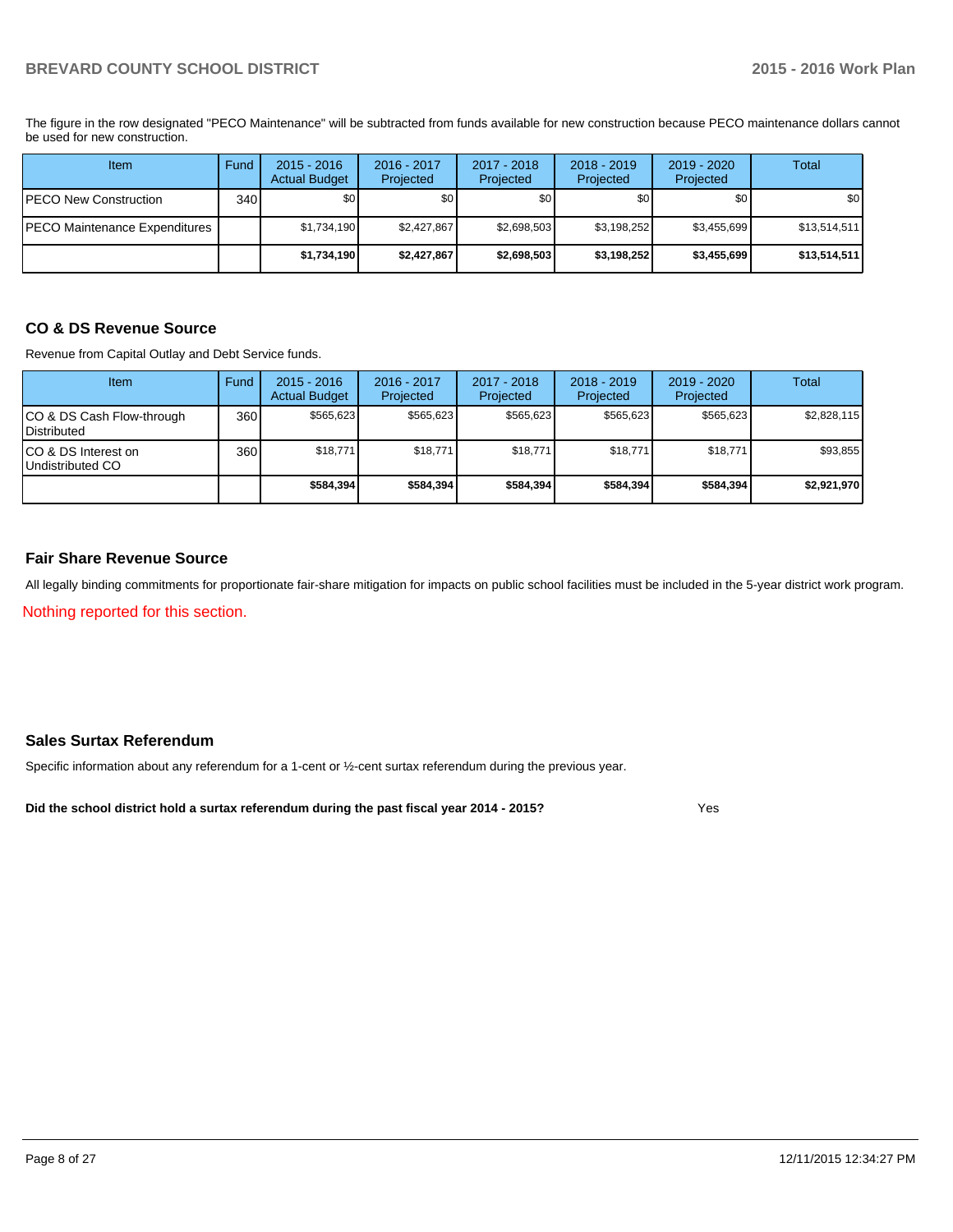The figure in the row designated "PECO Maintenance" will be subtracted from funds available for new construction because PECO maintenance dollars cannot be used for new construction.

| Item | Fund | 2015 - 2016 Actual Budget | 2016 - 2017 Projected | 2017 - 2018 Projected | 2018 - 2019 Projected | 2019 - 2020 Projected | Total |
|---|---|---|---|---|---|---|---|
| PECO New Construction | 340 | $0 | $0 | $0 | $0 | $0 | $0 |
| PECO Maintenance Expenditures | | $1,734,190 | $2,427,867 | $2,698,503 | $3,198,252 | $3,455,699 | $13,514,511 |
| | | **$1,734,190** | **$2,427,867** | **$2,698,503** | **$3,198,252** | **$3,455,699** | **$13,514,511** |

## CO & DS Revenue Source

Revenue from Capital Outlay and Debt Service funds.

| Item | Fund | 2015 - 2016 Actual Budget | 2016 - 2017 Projected | 2017 - 2018 Projected | 2018 - 2019 Projected | 2019 - 2020 Projected | Total |
|---|---|---|---|---|---|---|---|
| CO & DS Cash Flow-through Distributed | 360 | $565,623 | $565,623 | $565,623 | $565,623 | $565,623 | $2,828,115 |
| CO & DS Interest on Undistributed CO | 360 | $18,771 | $18,771 | $18,771 | $18,771 | $18,771 | $93,855 |
| | | **$584,394** | **$584,394** | **$584,394** | **$584,394** | **$584,394** | **$2,921,970** |

## Fair Share Revenue Source

All legally binding commitments for proportionate fair-share mitigation for impacts on public school facilities must be included in the 5-year district work program.

Nothing reported for this section.

## Sales Surtax Referendum

Specific information about any referendum for a 1-cent or ½-cent surtax referendum during the previous year.

**Did the school district hold a surtax referendum during the past fiscal year 2014 - 2015?** Yes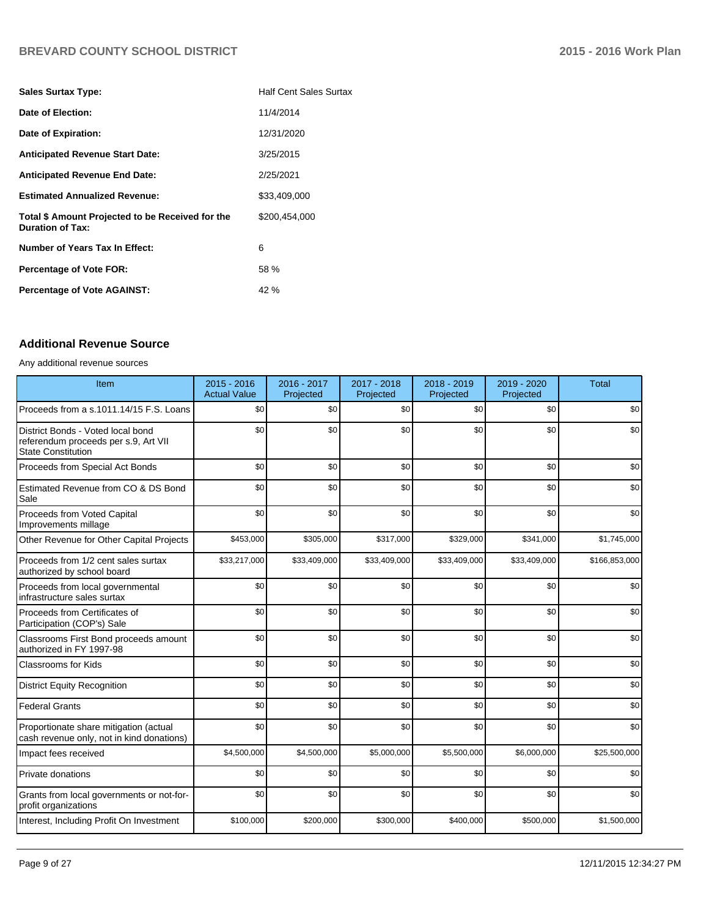| | |
|---|---|
| **Sales Surtax Type:** | Half Cent Sales Surtax |
| **Date of Election:** | 11/4/2014 |
| **Date of Expiration:** | 12/31/2020 |
| **Anticipated Revenue Start Date:** | 3/25/2015 |
| **Anticipated Revenue End Date:** | 2/25/2021 |
| **Estimated Annualized Revenue:** | $33,409,000 |
| **Total $ Amount Projected to be Received for the Duration of Tax:** | $200,454,000 |
| **Number of Years Tax In Effect:** | 6 |
| **Percentage of Vote FOR:** | 58 % |
| **Percentage of Vote AGAINST:** | 42 % |

## Additional Revenue Source

Any additional revenue sources

| Item | 2015 - 2016 Actual Value | 2016 - 2017 Projected | 2017 - 2018 Projected | 2018 - 2019 Projected | 2019 - 2020 Projected | Total |
|---|---|---|---|---|---|---|
| Proceeds from a s.1011.14/15 F.S. Loans | $0 | $0 | $0 | $0 | $0 | $0 |
| District Bonds - Voted local bond referendum proceeds per s.9, Art VII State Constitution | $0 | $0 | $0 | $0 | $0 | $0 |
| Proceeds from Special Act Bonds | $0 | $0 | $0 | $0 | $0 | $0 |
| Estimated Revenue from CO & DS Bond Sale | $0 | $0 | $0 | $0 | $0 | $0 |
| Proceeds from Voted Capital Improvements millage | $0 | $0 | $0 | $0 | $0 | $0 |
| Other Revenue for Other Capital Projects | $453,000 | $305,000 | $317,000 | $329,000 | $341,000 | $1,745,000 |
| Proceeds from 1/2 cent sales surtax authorized by school board | $33,217,000 | $33,409,000 | $33,409,000 | $33,409,000 | $33,409,000 | $166,853,000 |
| Proceeds from local governmental infrastructure sales surtax | $0 | $0 | $0 | $0 | $0 | $0 |
| Proceeds from Certificates of Participation (COP's) Sale | $0 | $0 | $0 | $0 | $0 | $0 |
| Classrooms First Bond proceeds amount authorized in FY 1997-98 | $0 | $0 | $0 | $0 | $0 | $0 |
| Classrooms for Kids | $0 | $0 | $0 | $0 | $0 | $0 |
| District Equity Recognition | $0 | $0 | $0 | $0 | $0 | $0 |
| Federal Grants | $0 | $0 | $0 | $0 | $0 | $0 |
| Proportionate share mitigation (actual cash revenue only, not in kind donations) | $0 | $0 | $0 | $0 | $0 | $0 |
| Impact fees received | $4,500,000 | $4,500,000 | $5,000,000 | $5,500,000 | $6,000,000 | $25,500,000 |
| Private donations | $0 | $0 | $0 | $0 | $0 | $0 |
| Grants from local governments or not-for-profit organizations | $0 | $0 | $0 | $0 | $0 | $0 |
| Interest, Including Profit On Investment | $100,000 | $200,000 | $300,000 | $400,000 | $500,000 | $1,500,000 |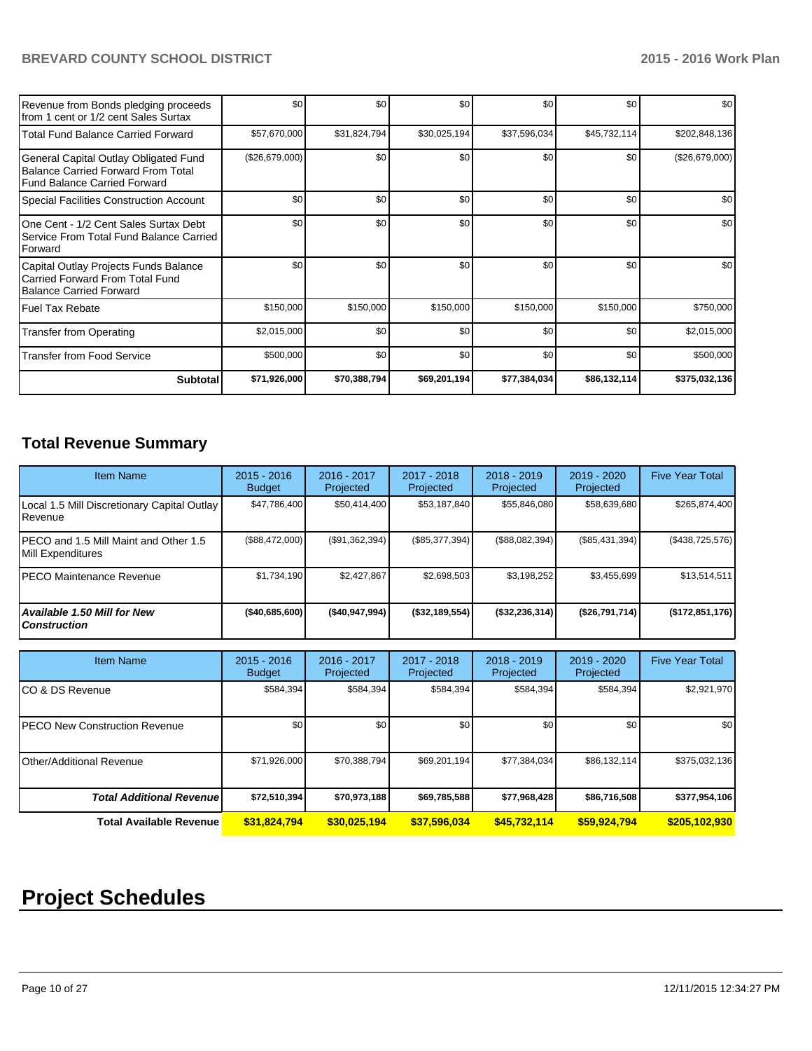| | | | | | | |
|---|---|---|---|---|---|---|
| Revenue from Bonds pledging proceeds from 1 cent or 1/2 cent Sales Surtax | $0 | $0 | $0 | $0 | $0 | $0 |
| Total Fund Balance Carried Forward | $57,670,000 | $31,824,794 | $30,025,194 | $37,596,034 | $45,732,114 | $202,848,136 |
| General Capital Outlay Obligated Fund Balance Carried Forward From Total Fund Balance Carried Forward | ($26,679,000) | $0 | $0 | $0 | $0 | ($26,679,000) |
| Special Facilities Construction Account | $0 | $0 | $0 | $0 | $0 | $0 |
| One Cent - 1/2 Cent Sales Surtax Debt Service From Total Fund Balance Carried Forward | $0 | $0 | $0 | $0 | $0 | $0 |
| Capital Outlay Projects Funds Balance Carried Forward From Total Fund Balance Carried Forward | $0 | $0 | $0 | $0 | $0 | $0 |
| Fuel Tax Rebate | $150,000 | $150,000 | $150,000 | $150,000 | $150,000 | $750,000 |
| Transfer from Operating | $2,015,000 | $0 | $0 | $0 | $0 | $2,015,000 |
| Transfer from Food Service | $500,000 | $0 | $0 | $0 | $0 | $500,000 |
| **Subtotal** | **$71,926,000** | **$70,388,794** | **$69,201,194** | **$77,384,034** | **$86,132,114** | **$375,032,136** |

## Total Revenue Summary

| Item Name | 2015 - 2016 Budget | 2016 - 2017 Projected | 2017 - 2018 Projected | 2018 - 2019 Projected | 2019 - 2020 Projected | Five Year Total |
|---|---|---|---|---|---|---|
| Local 1.5 Mill Discretionary Capital Outlay Revenue | $47,786,400 | $50,414,400 | $53,187,840 | $55,846,080 | $58,639,680 | $265,874,400 |
| PECO and 1.5 Mill Maint and Other 1.5 Mill Expenditures | ($88,472,000) | ($91,362,394) | ($85,377,394) | ($88,082,394) | ($85,431,394) | ($438,725,576) |
| PECO Maintenance Revenue | $1,734,190 | $2,427,867 | $2,698,503 | $3,198,252 | $3,455,699 | $13,514,511 |
| ***Available 1.50 Mill for New Construction*** | **($40,685,600)** | **($40,947,994)** | **($32,189,554)** | **($32,236,314)** | **($26,791,714)** | **($172,851,176)** |

| Item Name | 2015 - 2016 Budget | 2016 - 2017 Projected | 2017 - 2018 Projected | 2018 - 2019 Projected | 2019 - 2020 Projected | Five Year Total |
|---|---|---|---|---|---|---|
| CO & DS Revenue | $584,394 | $584,394 | $584,394 | $584,394 | $584,394 | $2,921,970 |
| PECO New Construction Revenue | $0 | $0 | $0 | $0 | $0 | $0 |
| Other/Additional Revenue | $71,926,000 | $70,388,794 | $69,201,194 | $77,384,034 | $86,132,114 | $375,032,136 |
| ***Total Additional Revenue*** | **$72,510,394** | **$70,973,188** | **$69,785,588** | **$77,968,428** | **$86,716,508** | **$377,954,106** |
| **Total Available Revenue** | **$31,824,794** | **$30,025,194** | **$37,596,034** | **$45,732,114** | **$59,924,794** | **$205,102,930** |

# Project Schedules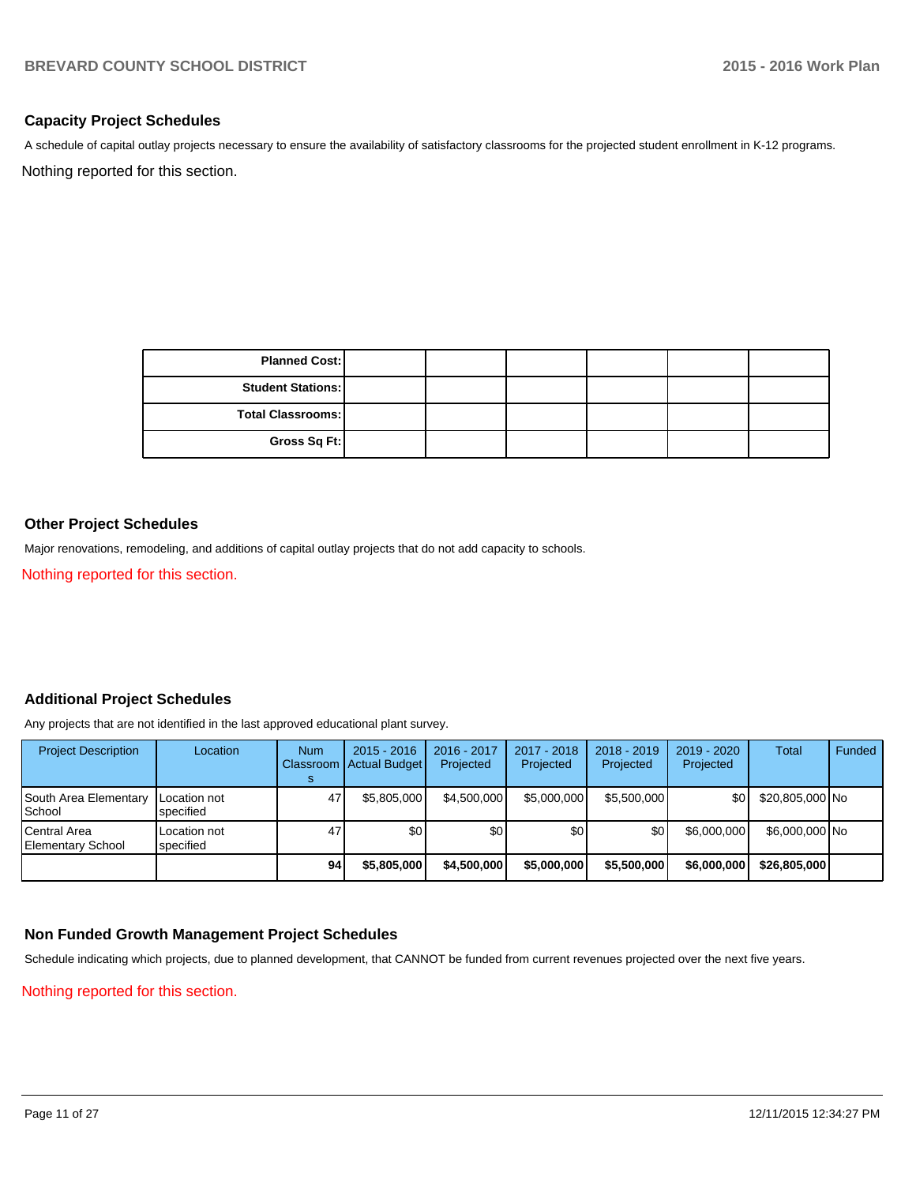## Capacity Project Schedules

A schedule of capital outlay projects necessary to ensure the availability of satisfactory classrooms for the projected student enrollment in K-12 programs.

Nothing reported for this section.

| | | | | | | |
|---|---|---|---|---|---|---|
| **Planned Cost:** | | | | | | |
| **Student Stations:** | | | | | | |
| **Total Classrooms:** | | | | | | |
| **Gross Sq Ft:** | | | | | | |

## Other Project Schedules

Major renovations, remodeling, and additions of capital outlay projects that do not add capacity to schools.

Nothing reported for this section.

## Additional Project Schedules

Any projects that are not identified in the last approved educational plant survey.

| Project Description | Location | Num Classrooms | 2015 - 2016 Actual Budget | 2016 - 2017 Projected | 2017 - 2018 Projected | 2018 - 2019 Projected | 2019 - 2020 Projected | Total | Funded |
|---|---|---|---|---|---|---|---|---|---|
| South Area Elementary School | Location not specified | 47 | $5,805,000 | $4,500,000 | $5,000,000 | $5,500,000 | $0 | $20,805,000 | No |
| Central Area Elementary School | Location not specified | 47 | $0 | $0 | $0 | $0 | $6,000,000 | $6,000,000 | No |
| | | **94** | **$5,805,000** | **$4,500,000** | **$5,000,000** | **$5,500,000** | **$6,000,000** | **$26,805,000** | |

## Non Funded Growth Management Project Schedules

Schedule indicating which projects, due to planned development, that CANNOT be funded from current revenues projected over the next five years.

Nothing reported for this section.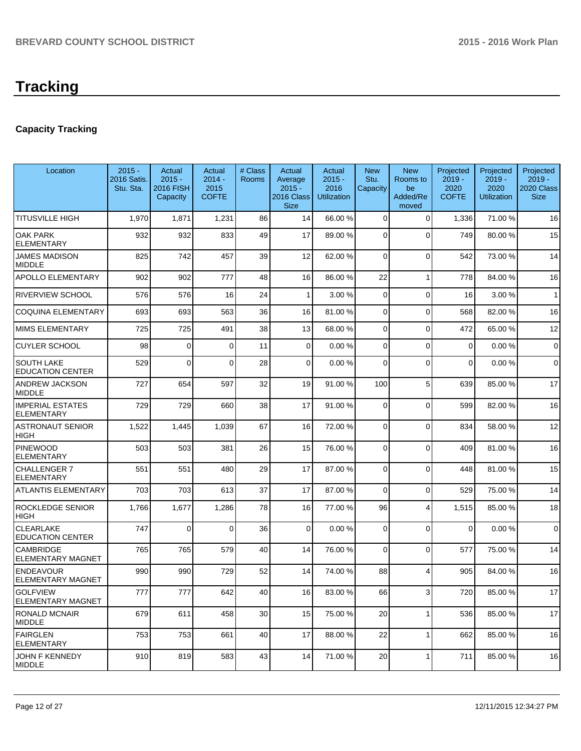# Tracking

## Capacity Tracking

| Location | 2015 - 2016 Satis. Stu. Sta. | Actual 2015 - 2016 FISH Capacity | Actual 2014 - 2015 COFTE | # Class Rooms | Actual Average 2015 - 2016 Class Size | Actual 2015 - 2016 Utilization | New Stu. Capacity | New Rooms to be Added/Removed | Projected 2019 - 2020 COFTE | Projected 2019 - 2020 Utilization | Projected 2019 - 2020 Class Size |
|---|---|---|---|---|---|---|---|---|---|---|---|
| TITUSVILLE HIGH | 1,970 | 1,871 | 1,231 | 86 | 14 | 66.00 % | 0 | 0 | 1,336 | 71.00 % | 16 |
| OAK PARK ELEMENTARY | 932 | 932 | 833 | 49 | 17 | 89.00 % | 0 | 0 | 749 | 80.00 % | 15 |
| JAMES MADISON MIDDLE | 825 | 742 | 457 | 39 | 12 | 62.00 % | 0 | 0 | 542 | 73.00 % | 14 |
| APOLLO ELEMENTARY | 902 | 902 | 777 | 48 | 16 | 86.00 % | 22 | 1 | 778 | 84.00 % | 16 |
| RIVERVIEW SCHOOL | 576 | 576 | 16 | 24 | 1 | 3.00 % | 0 | 0 | 16 | 3.00 % | 1 |
| COQUINA ELEMENTARY | 693 | 693 | 563 | 36 | 16 | 81.00 % | 0 | 0 | 568 | 82.00 % | 16 |
| MIMS ELEMENTARY | 725 | 725 | 491 | 38 | 13 | 68.00 % | 0 | 0 | 472 | 65.00 % | 12 |
| CUYLER SCHOOL | 98 | 0 | 0 | 11 | 0 | 0.00 % | 0 | 0 | 0 | 0.00 % | 0 |
| SOUTH LAKE EDUCATION CENTER | 529 | 0 | 0 | 28 | 0 | 0.00 % | 0 | 0 | 0 | 0.00 % | 0 |
| ANDREW JACKSON MIDDLE | 727 | 654 | 597 | 32 | 19 | 91.00 % | 100 | 5 | 639 | 85.00 % | 17 |
| IMPERIAL ESTATES ELEMENTARY | 729 | 729 | 660 | 38 | 17 | 91.00 % | 0 | 0 | 599 | 82.00 % | 16 |
| ASTRONAUT SENIOR HIGH | 1,522 | 1,445 | 1,039 | 67 | 16 | 72.00 % | 0 | 0 | 834 | 58.00 % | 12 |
| PINEWOOD ELEMENTARY | 503 | 503 | 381 | 26 | 15 | 76.00 % | 0 | 0 | 409 | 81.00 % | 16 |
| CHALLENGER 7 ELEMENTARY | 551 | 551 | 480 | 29 | 17 | 87.00 % | 0 | 0 | 448 | 81.00 % | 15 |
| ATLANTIS ELEMENTARY | 703 | 703 | 613 | 37 | 17 | 87.00 % | 0 | 0 | 529 | 75.00 % | 14 |
| ROCKLEDGE SENIOR HIGH | 1,766 | 1,677 | 1,286 | 78 | 16 | 77.00 % | 96 | 4 | 1,515 | 85.00 % | 18 |
| CLEARLAKE EDUCATION CENTER | 747 | 0 | 0 | 36 | 0 | 0.00 % | 0 | 0 | 0 | 0.00 % | 0 |
| CAMBRIDGE ELEMENTARY MAGNET | 765 | 765 | 579 | 40 | 14 | 76.00 % | 0 | 0 | 577 | 75.00 % | 14 |
| ENDEAVOUR ELEMENTARY MAGNET | 990 | 990 | 729 | 52 | 14 | 74.00 % | 88 | 4 | 905 | 84.00 % | 16 |
| GOLFVIEW ELEMENTARY MAGNET | 777 | 777 | 642 | 40 | 16 | 83.00 % | 66 | 3 | 720 | 85.00 % | 17 |
| RONALD MCNAIR MIDDLE | 679 | 611 | 458 | 30 | 15 | 75.00 % | 20 | 1 | 536 | 85.00 % | 17 |
| FAIRGLEN ELEMENTARY | 753 | 753 | 661 | 40 | 17 | 88.00 % | 22 | 1 | 662 | 85.00 % | 16 |
| JOHN F KENNEDY MIDDLE | 910 | 819 | 583 | 43 | 14 | 71.00 % | 20 | 1 | 711 | 85.00 % | 16 |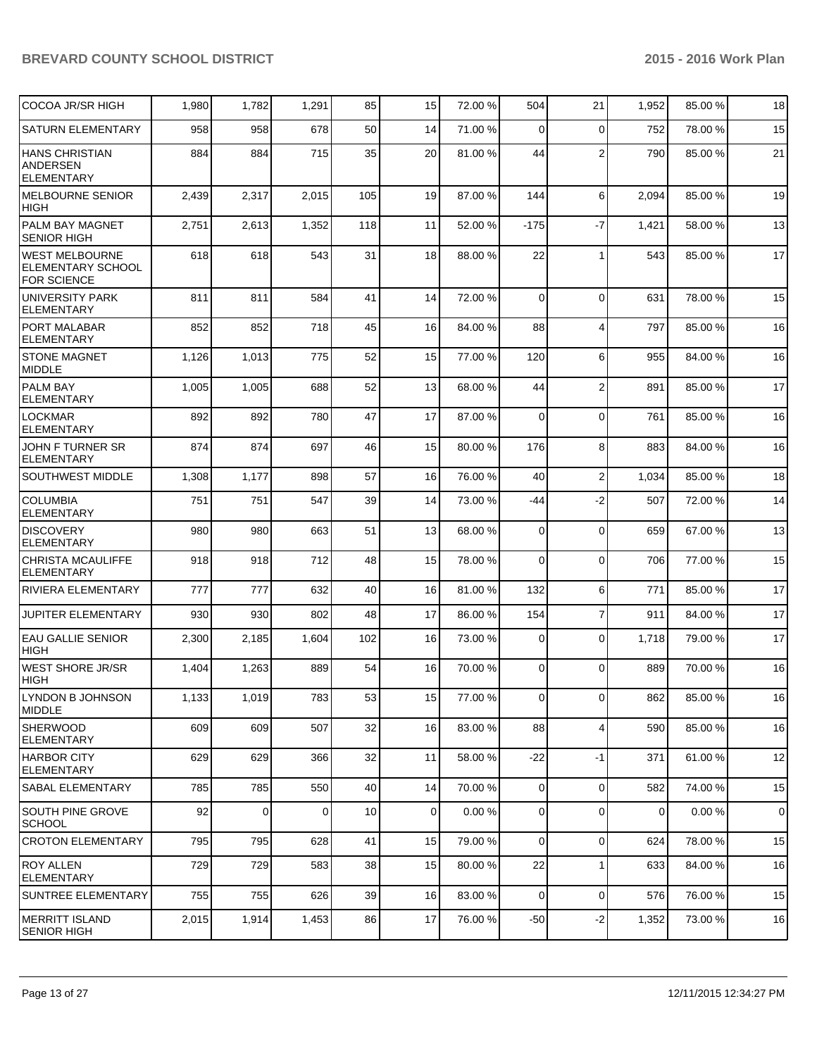| COCOA JR/SR HIGH | 1,980 | 1,782 | 1,291 | 85 | 15 | 72.00 % | 504 | 21 | 1,952 | 85.00 % | 18 |
|---|---|---|---|---|---|---|---|---|---|---|---|
| SATURN ELEMENTARY | 958 | 958 | 678 | 50 | 14 | 71.00 % | 0 | 0 | 752 | 78.00 % | 15 |
| HANS CHRISTIAN ANDERSEN ELEMENTARY | 884 | 884 | 715 | 35 | 20 | 81.00 % | 44 | 2 | 790 | 85.00 % | 21 |
| MELBOURNE SENIOR HIGH | 2,439 | 2,317 | 2,015 | 105 | 19 | 87.00 % | 144 | 6 | 2,094 | 85.00 % | 19 |
| PALM BAY MAGNET SENIOR HIGH | 2,751 | 2,613 | 1,352 | 118 | 11 | 52.00 % | -175 | -7 | 1,421 | 58.00 % | 13 |
| WEST MELBOURNE ELEMENTARY SCHOOL FOR SCIENCE | 618 | 618 | 543 | 31 | 18 | 88.00 % | 22 | 1 | 543 | 85.00 % | 17 |
| UNIVERSITY PARK ELEMENTARY | 811 | 811 | 584 | 41 | 14 | 72.00 % | 0 | 0 | 631 | 78.00 % | 15 |
| PORT MALABAR ELEMENTARY | 852 | 852 | 718 | 45 | 16 | 84.00 % | 88 | 4 | 797 | 85.00 % | 16 |
| STONE MAGNET MIDDLE | 1,126 | 1,013 | 775 | 52 | 15 | 77.00 % | 120 | 6 | 955 | 84.00 % | 16 |
| PALM BAY ELEMENTARY | 1,005 | 1,005 | 688 | 52 | 13 | 68.00 % | 44 | 2 | 891 | 85.00 % | 17 |
| LOCKMAR ELEMENTARY | 892 | 892 | 780 | 47 | 17 | 87.00 % | 0 | 0 | 761 | 85.00 % | 16 |
| JOHN F TURNER SR ELEMENTARY | 874 | 874 | 697 | 46 | 15 | 80.00 % | 176 | 8 | 883 | 84.00 % | 16 |
| SOUTHWEST MIDDLE | 1,308 | 1,177 | 898 | 57 | 16 | 76.00 % | 40 | 2 | 1,034 | 85.00 % | 18 |
| COLUMBIA ELEMENTARY | 751 | 751 | 547 | 39 | 14 | 73.00 % | -44 | -2 | 507 | 72.00 % | 14 |
| DISCOVERY ELEMENTARY | 980 | 980 | 663 | 51 | 13 | 68.00 % | 0 | 0 | 659 | 67.00 % | 13 |
| CHRISTA MCAULIFFE ELEMENTARY | 918 | 918 | 712 | 48 | 15 | 78.00 % | 0 | 0 | 706 | 77.00 % | 15 |
| RIVIERA ELEMENTARY | 777 | 777 | 632 | 40 | 16 | 81.00 % | 132 | 6 | 771 | 85.00 % | 17 |
| JUPITER ELEMENTARY | 930 | 930 | 802 | 48 | 17 | 86.00 % | 154 | 7 | 911 | 84.00 % | 17 |
| EAU GALLIE SENIOR HIGH | 2,300 | 2,185 | 1,604 | 102 | 16 | 73.00 % | 0 | 0 | 1,718 | 79.00 % | 17 |
| WEST SHORE JR/SR HIGH | 1,404 | 1,263 | 889 | 54 | 16 | 70.00 % | 0 | 0 | 889 | 70.00 % | 16 |
| LYNDON B JOHNSON MIDDLE | 1,133 | 1,019 | 783 | 53 | 15 | 77.00 % | 0 | 0 | 862 | 85.00 % | 16 |
| SHERWOOD ELEMENTARY | 609 | 609 | 507 | 32 | 16 | 83.00 % | 88 | 4 | 590 | 85.00 % | 16 |
| HARBOR CITY ELEMENTARY | 629 | 629 | 366 | 32 | 11 | 58.00 % | -22 | -1 | 371 | 61.00 % | 12 |
| SABAL ELEMENTARY | 785 | 785 | 550 | 40 | 14 | 70.00 % | 0 | 0 | 582 | 74.00 % | 15 |
| SOUTH PINE GROVE SCHOOL | 92 | 0 | 0 | 10 | 0 | 0.00 % | 0 | 0 | 0 | 0.00 % | 0 |
| CROTON ELEMENTARY | 795 | 795 | 628 | 41 | 15 | 79.00 % | 0 | 0 | 624 | 78.00 % | 15 |
| ROY ALLEN ELEMENTARY | 729 | 729 | 583 | 38 | 15 | 80.00 % | 22 | 1 | 633 | 84.00 % | 16 |
| SUNTREE ELEMENTARY | 755 | 755 | 626 | 39 | 16 | 83.00 % | 0 | 0 | 576 | 76.00 % | 15 |
| MERRITT ISLAND SENIOR HIGH | 2,015 | 1,914 | 1,453 | 86 | 17 | 76.00 % | -50 | -2 | 1,352 | 73.00 % | 16 |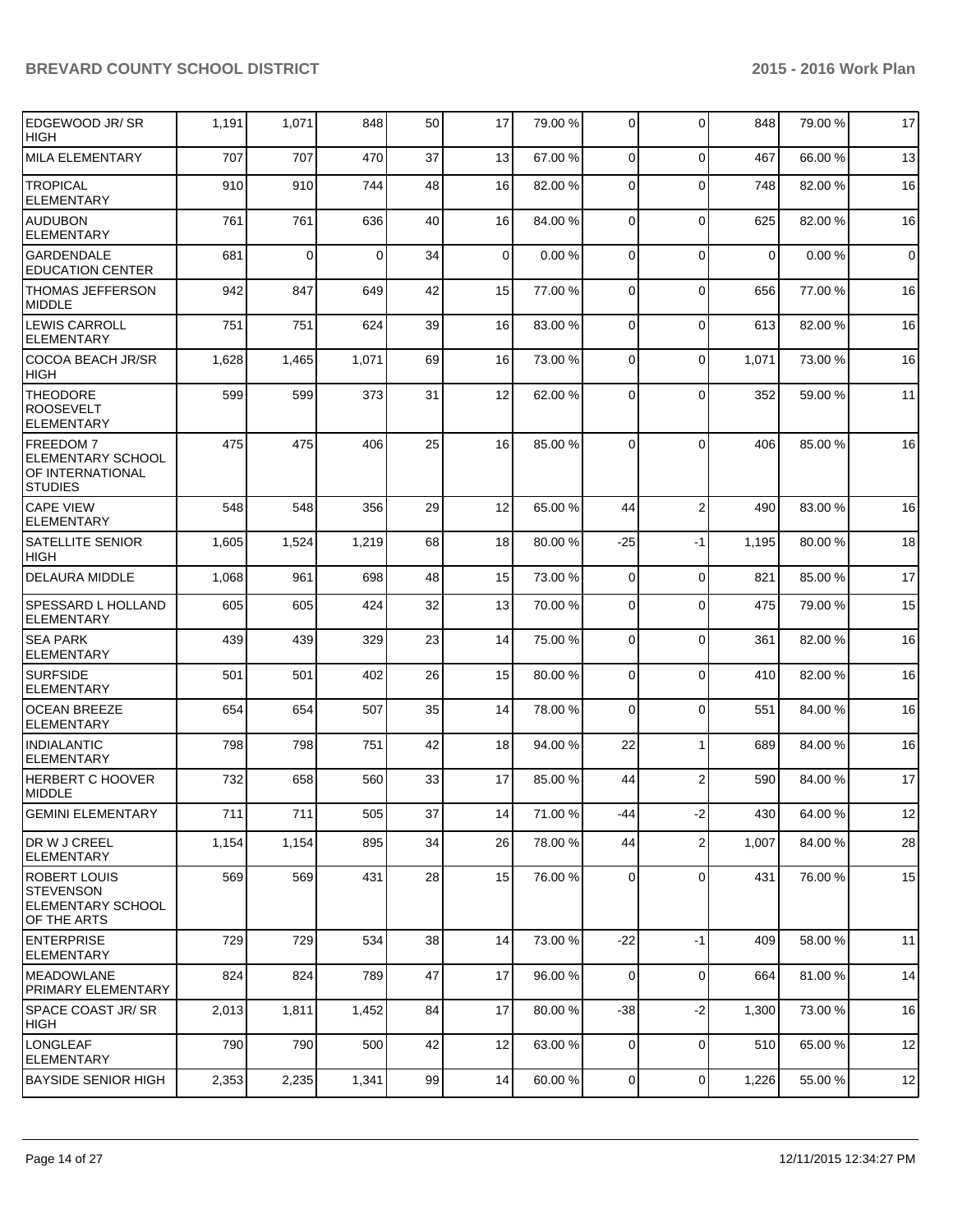| | | | | | | | | | | |
|---|---|---|---|---|---|---|---|---|---|---|
| EDGEWOOD JR/ SR HIGH | 1,191 | 1,071 | 848 | 50 | 17 | 79.00 % | 0 | 0 | 848 | 79.00 % | 17 |
| MILA ELEMENTARY | 707 | 707 | 470 | 37 | 13 | 67.00 % | 0 | 0 | 467 | 66.00 % | 13 |
| TROPICAL ELEMENTARY | 910 | 910 | 744 | 48 | 16 | 82.00 % | 0 | 0 | 748 | 82.00 % | 16 |
| AUDUBON ELEMENTARY | 761 | 761 | 636 | 40 | 16 | 84.00 % | 0 | 0 | 625 | 82.00 % | 16 |
| GARDENDALE EDUCATION CENTER | 681 | 0 | 0 | 34 | 0 | 0.00 % | 0 | 0 | 0 | 0.00 % | 0 |
| THOMAS JEFFERSON MIDDLE | 942 | 847 | 649 | 42 | 15 | 77.00 % | 0 | 0 | 656 | 77.00 % | 16 |
| LEWIS CARROLL ELEMENTARY | 751 | 751 | 624 | 39 | 16 | 83.00 % | 0 | 0 | 613 | 82.00 % | 16 |
| COCOA BEACH JR/SR HIGH | 1,628 | 1,465 | 1,071 | 69 | 16 | 73.00 % | 0 | 0 | 1,071 | 73.00 % | 16 |
| THEODORE ROOSEVELT ELEMENTARY | 599 | 599 | 373 | 31 | 12 | 62.00 % | 0 | 0 | 352 | 59.00 % | 11 |
| FREEDOM 7 ELEMENTARY SCHOOL OF INTERNATIONAL STUDIES | 475 | 475 | 406 | 25 | 16 | 85.00 % | 0 | 0 | 406 | 85.00 % | 16 |
| CAPE VIEW ELEMENTARY | 548 | 548 | 356 | 29 | 12 | 65.00 % | 44 | 2 | 490 | 83.00 % | 16 |
| SATELLITE SENIOR HIGH | 1,605 | 1,524 | 1,219 | 68 | 18 | 80.00 % | -25 | -1 | 1,195 | 80.00 % | 18 |
| DELAURA MIDDLE | 1,068 | 961 | 698 | 48 | 15 | 73.00 % | 0 | 0 | 821 | 85.00 % | 17 |
| SPESSARD L HOLLAND ELEMENTARY | 605 | 605 | 424 | 32 | 13 | 70.00 % | 0 | 0 | 475 | 79.00 % | 15 |
| SEA PARK ELEMENTARY | 439 | 439 | 329 | 23 | 14 | 75.00 % | 0 | 0 | 361 | 82.00 % | 16 |
| SURFSIDE ELEMENTARY | 501 | 501 | 402 | 26 | 15 | 80.00 % | 0 | 0 | 410 | 82.00 % | 16 |
| OCEAN BREEZE ELEMENTARY | 654 | 654 | 507 | 35 | 14 | 78.00 % | 0 | 0 | 551 | 84.00 % | 16 |
| INDIALANTIC ELEMENTARY | 798 | 798 | 751 | 42 | 18 | 94.00 % | 22 | 1 | 689 | 84.00 % | 16 |
| HERBERT C HOOVER MIDDLE | 732 | 658 | 560 | 33 | 17 | 85.00 % | 44 | 2 | 590 | 84.00 % | 17 |
| GEMINI ELEMENTARY | 711 | 711 | 505 | 37 | 14 | 71.00 % | -44 | -2 | 430 | 64.00 % | 12 |
| DR W J CREEL ELEMENTARY | 1,154 | 1,154 | 895 | 34 | 26 | 78.00 % | 44 | 2 | 1,007 | 84.00 % | 28 |
| ROBERT LOUIS STEVENSON ELEMENTARY SCHOOL OF THE ARTS | 569 | 569 | 431 | 28 | 15 | 76.00 % | 0 | 0 | 431 | 76.00 % | 15 |
| ENTERPRISE ELEMENTARY | 729 | 729 | 534 | 38 | 14 | 73.00 % | -22 | -1 | 409 | 58.00 % | 11 |
| MEADOWLANE PRIMARY ELEMENTARY | 824 | 824 | 789 | 47 | 17 | 96.00 % | 0 | 0 | 664 | 81.00 % | 14 |
| SPACE COAST JR/ SR HIGH | 2,013 | 1,811 | 1,452 | 84 | 17 | 80.00 % | -38 | -2 | 1,300 | 73.00 % | 16 |
| LONGLEAF ELEMENTARY | 790 | 790 | 500 | 42 | 12 | 63.00 % | 0 | 0 | 510 | 65.00 % | 12 |
| BAYSIDE SENIOR HIGH | 2,353 | 2,235 | 1,341 | 99 | 14 | 60.00 % | 0 | 0 | 1,226 | 55.00 % | 12 |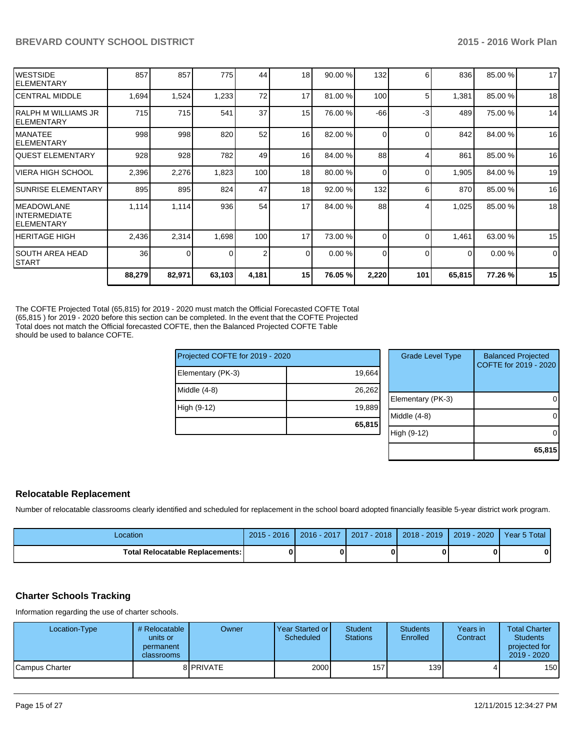| | | | | | | | | | | | |
|---|---|---|---|---|---|---|---|---|---|---|---|
| WESTSIDE ELEMENTARY | 857 | 857 | 775 | 44 | 18 | 90.00 % | 132 | 6 | 836 | 85.00 % | 17 |
| CENTRAL MIDDLE | 1,694 | 1,524 | 1,233 | 72 | 17 | 81.00 % | 100 | 5 | 1,381 | 85.00 % | 18 |
| RALPH M WILLIAMS JR ELEMENTARY | 715 | 715 | 541 | 37 | 15 | 76.00 % | -66 | -3 | 489 | 75.00 % | 14 |
| MANATEE ELEMENTARY | 998 | 998 | 820 | 52 | 16 | 82.00 % | 0 | 0 | 842 | 84.00 % | 16 |
| QUEST ELEMENTARY | 928 | 928 | 782 | 49 | 16 | 84.00 % | 88 | 4 | 861 | 85.00 % | 16 |
| VIERA HIGH SCHOOL | 2,396 | 2,276 | 1,823 | 100 | 18 | 80.00 % | 0 | 0 | 1,905 | 84.00 % | 19 |
| SUNRISE ELEMENTARY | 895 | 895 | 824 | 47 | 18 | 92.00 % | 132 | 6 | 870 | 85.00 % | 16 |
| MEADOWLANE INTERMEDIATE ELEMENTARY | 1,114 | 1,114 | 936 | 54 | 17 | 84.00 % | 88 | 4 | 1,025 | 85.00 % | 18 |
| HERITAGE HIGH | 2,436 | 2,314 | 1,698 | 100 | 17 | 73.00 % | 0 | 0 | 1,461 | 63.00 % | 15 |
| SOUTH AREA HEAD START | 36 | 0 | 0 | 2 | 0 | 0.00 % | 0 | 0 | 0 | 0.00 % | 0 |
| | **88,279** | **82,971** | **63,103** | **4,181** | **15** | **76.05 %** | **2,220** | **101** | **65,815** | **77.26 %** | **15** |

The COFTE Projected Total (65,815) for 2019 - 2020 must match the Official Forecasted COFTE Total (65,815 ) for 2019 - 2020 before this section can be completed. In the event that the COFTE Projected Total does not match the Official forecasted COFTE, then the Balanced Projected COFTE Table should be used to balance COFTE.

| Projected COFTE for 2019 - 2020 | |
|---|---|
| Elementary (PK-3) | 19,664 |
| Middle (4-8) | 26,262 |
| High (9-12) | 19,889 |
| | **65,815** |

| Grade Level Type | Balanced Projected COFTE for 2019 - 2020 |
|---|---|
| Elementary (PK-3) | 0 |
| Middle (4-8) | 0 |
| High (9-12) | 0 |
| | **65,815** |

## Relocatable Replacement

Number of relocatable classrooms clearly identified and scheduled for replacement in the school board adopted financially feasible 5-year district work program.

| Location | 2015 - 2016 | 2016 - 2017 | 2017 - 2018 | 2018 - 2019 | 2019 - 2020 | Year 5 Total |
|---|---|---|---|---|---|---|
| **Total Relocatable Replacements:** | **0** | **0** | **0** | **0** | **0** | **0** |

## Charter Schools Tracking

Information regarding the use of charter schools.

| Location-Type | # Relocatable units or permanent classrooms | Owner | Year Started or Scheduled | Student Stations | Students Enrolled | Years in Contract | Total Charter Students projected for 2019 - 2020 |
|---|---|---|---|---|---|---|---|
| Campus Charter | 8 | PRIVATE | 2000 | 157 | 139 | 4 | 150 |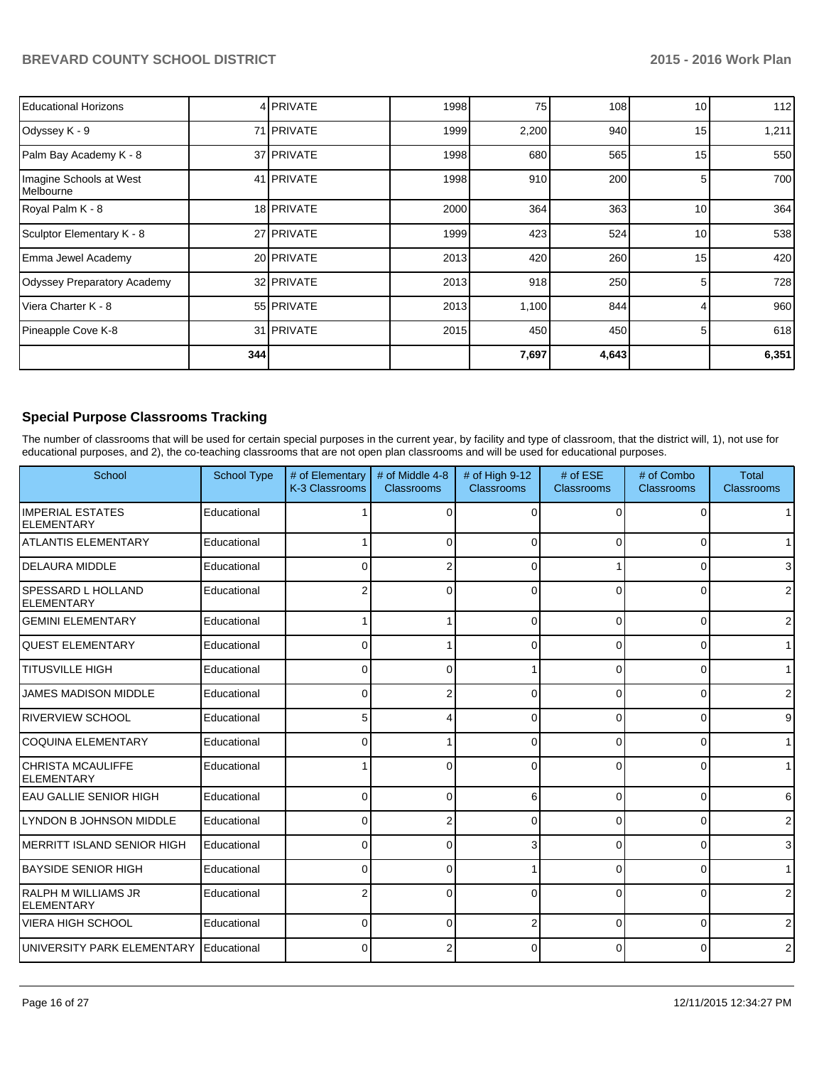| | | | | | | | |
|---|---|---|---|---|---|---|---|
| Educational Horizons | 4 | PRIVATE | 1998 | 75 | 108 | 10 | 112 |
| Odyssey K - 9 | 71 | PRIVATE | 1999 | 2,200 | 940 | 15 | 1,211 |
| Palm Bay Academy K - 8 | 37 | PRIVATE | 1998 | 680 | 565 | 15 | 550 |
| Imagine Schools at West Melbourne | 41 | PRIVATE | 1998 | 910 | 200 | 5 | 700 |
| Royal Palm K - 8 | 18 | PRIVATE | 2000 | 364 | 363 | 10 | 364 |
| Sculptor Elementary K - 8 | 27 | PRIVATE | 1999 | 423 | 524 | 10 | 538 |
| Emma Jewel Academy | 20 | PRIVATE | 2013 | 420 | 260 | 15 | 420 |
| Odyssey Preparatory Academy | 32 | PRIVATE | 2013 | 918 | 250 | 5 | 728 |
| Viera Charter K - 8 | 55 | PRIVATE | 2013 | 1,100 | 844 | 4 | 960 |
| Pineapple Cove K-8 | 31 | PRIVATE | 2015 | 450 | 450 | 5 | 618 |
| | **344** | | | **7,697** | **4,643** | | **6,351** |

### Special Purpose Classrooms Tracking

The number of classrooms that will be used for certain special purposes in the current year, by facility and type of classroom, that the district will, 1), not use for educational purposes, and 2), the co-teaching classrooms that are not open plan classrooms and will be used for educational purposes.

| School | School Type | # of Elementary K-3 Classrooms | # of Middle 4-8 Classrooms | # of High 9-12 Classrooms | # of ESE Classrooms | # of Combo Classrooms | Total Classrooms |
|---|---|---|---|---|---|---|---|
| IMPERIAL ESTATES ELEMENTARY | Educational | 1 | 0 | 0 | 0 | 0 | 1 |
| ATLANTIS ELEMENTARY | Educational | 1 | 0 | 0 | 0 | 0 | 1 |
| DELAURA MIDDLE | Educational | 0 | 2 | 0 | 1 | 0 | 3 |
| SPESSARD L HOLLAND ELEMENTARY | Educational | 2 | 0 | 0 | 0 | 0 | 2 |
| GEMINI ELEMENTARY | Educational | 1 | 1 | 0 | 0 | 0 | 2 |
| QUEST ELEMENTARY | Educational | 0 | 1 | 0 | 0 | 0 | 1 |
| TITUSVILLE HIGH | Educational | 0 | 0 | 1 | 0 | 0 | 1 |
| JAMES MADISON MIDDLE | Educational | 0 | 2 | 0 | 0 | 0 | 2 |
| RIVERVIEW SCHOOL | Educational | 5 | 4 | 0 | 0 | 0 | 9 |
| COQUINA ELEMENTARY | Educational | 0 | 1 | 0 | 0 | 0 | 1 |
| CHRISTA MCAULIFFE ELEMENTARY | Educational | 1 | 0 | 0 | 0 | 0 | 1 |
| EAU GALLIE SENIOR HIGH | Educational | 0 | 0 | 6 | 0 | 0 | 6 |
| LYNDON B JOHNSON MIDDLE | Educational | 0 | 2 | 0 | 0 | 0 | 2 |
| MERRITT ISLAND SENIOR HIGH | Educational | 0 | 0 | 3 | 0 | 0 | 3 |
| BAYSIDE SENIOR HIGH | Educational | 0 | 0 | 1 | 0 | 0 | 1 |
| RALPH M WILLIAMS JR ELEMENTARY | Educational | 2 | 0 | 0 | 0 | 0 | 2 |
| VIERA HIGH SCHOOL | Educational | 0 | 0 | 2 | 0 | 0 | 2 |
| UNIVERSITY PARK ELEMENTARY | Educational | 0 | 2 | 0 | 0 | 0 | 2 |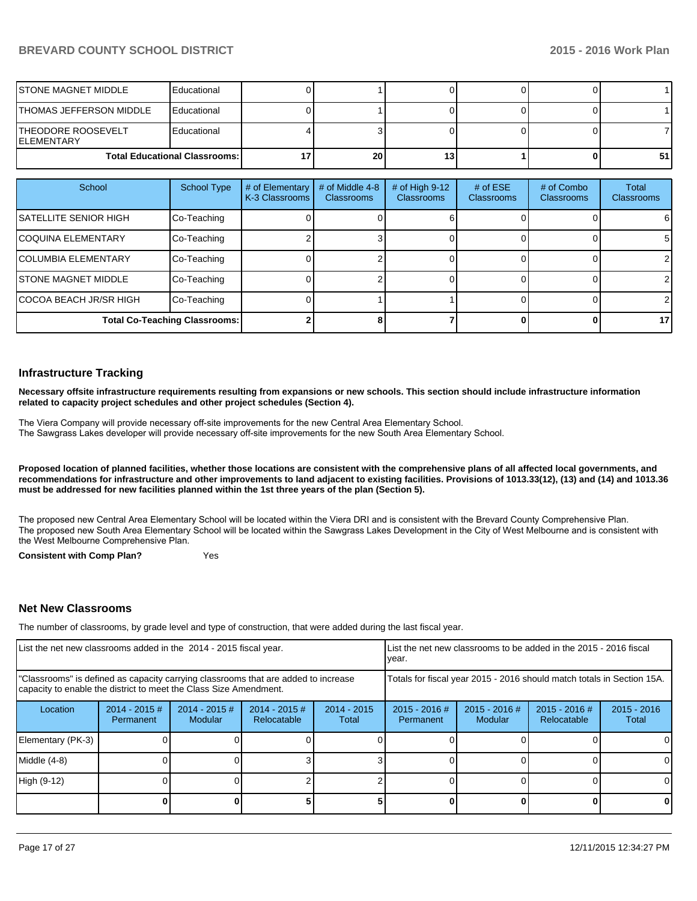| School | School Type | # of Elementary K-3 Classrooms | # of Middle 4-8 Classrooms | # of High 9-12 Classrooms | # of ESE Classrooms | # of Combo Classrooms | Total Classrooms |
|---|---|---|---|---|---|---|---|
| STONE MAGNET MIDDLE | Educational | 0 | 1 | 0 | 0 | 0 | 1 |
| THOMAS JEFFERSON MIDDLE | Educational | 0 | 1 | 0 | 0 | 0 | 1 |
| THEODORE ROOSEVELT ELEMENTARY | Educational | 4 | 3 | 0 | 0 | 0 | 7 |
| Total Educational Classrooms: | | 17 | 20 | 13 | 1 | 0 | 51 |

| School | School Type | # of Elementary K-3 Classrooms | # of Middle 4-8 Classrooms | # of High 9-12 Classrooms | # of ESE Classrooms | # of Combo Classrooms | Total Classrooms |
|---|---|---|---|---|---|---|---|
| SATELLITE SENIOR HIGH | Co-Teaching | 0 | 0 | 6 | 0 | 0 | 6 |
| COQUINA ELEMENTARY | Co-Teaching | 2 | 3 | 0 | 0 | 0 | 5 |
| COLUMBIA ELEMENTARY | Co-Teaching | 0 | 2 | 0 | 0 | 0 | 2 |
| STONE MAGNET MIDDLE | Co-Teaching | 0 | 2 | 0 | 0 | 0 | 2 |
| COCOA BEACH JR/SR HIGH | Co-Teaching | 0 | 1 | 1 | 0 | 0 | 2 |
| Total Co-Teaching Classrooms: | | 2 | 8 | 7 | 0 | 0 | 17 |

## Infrastructure Tracking

**Necessary offsite infrastructure requirements resulting from expansions or new schools. This section should include infrastructure information related to capacity project schedules and other project schedules (Section 4).**

The Viera Company will provide necessary off-site improvements for the new Central Area Elementary School.
The Sawgrass Lakes developer will provide necessary off-site improvements for the new South Area Elementary School.

**Proposed location of planned facilities, whether those locations are consistent with the comprehensive plans of all affected local governments, and recommendations for infrastructure and other improvements to land adjacent to existing facilities. Provisions of 1013.33(12), (13) and (14) and 1013.36 must be addressed for new facilities planned within the 1st three years of the plan (Section 5).**

The proposed new Central Area Elementary School will be located within the Viera DRI and is consistent with the Brevard County Comprehensive Plan.
The proposed new South Area Elementary School will be located within the Sawgrass Lakes Development in the City of West Melbourne and is consistent with the West Melbourne Comprehensive Plan.

**Consistent with Comp Plan?** Yes

## Net New Classrooms

The number of classrooms, by grade level and type of construction, that were added during the last fiscal year.

| List the net new classrooms added in the 2014 - 2015 fiscal year. | | | | | List the net new classrooms to be added in the 2015 - 2016 fiscal year. | | | |
|---|---|---|---|---|---|---|---|---|
| "Classrooms" is defined as capacity carrying classrooms that are added to increase capacity to enable the district to meet the Class Size Amendment. | | | | | Totals for fiscal year 2015 - 2016 should match totals in Section 15A. | | | |
| Location | 2014 - 2015 # Permanent | 2014 - 2015 # Modular | 2014 - 2015 # Relocatable | 2014 - 2015 Total | 2015 - 2016 # Permanent | 2015 - 2016 # Modular | 2015 - 2016 # Relocatable | 2015 - 2016 Total |
| Elementary (PK-3) | 0 | 0 | 0 | 0 | 0 | 0 | 0 | 0 |
| Middle (4-8) | 0 | 0 | 3 | 3 | 0 | 0 | 0 | 0 |
| High (9-12) | 0 | 0 | 2 | 2 | 0 | 0 | 0 | 0 |
| | 0 | 0 | 5 | 5 | 0 | 0 | 0 | 0 |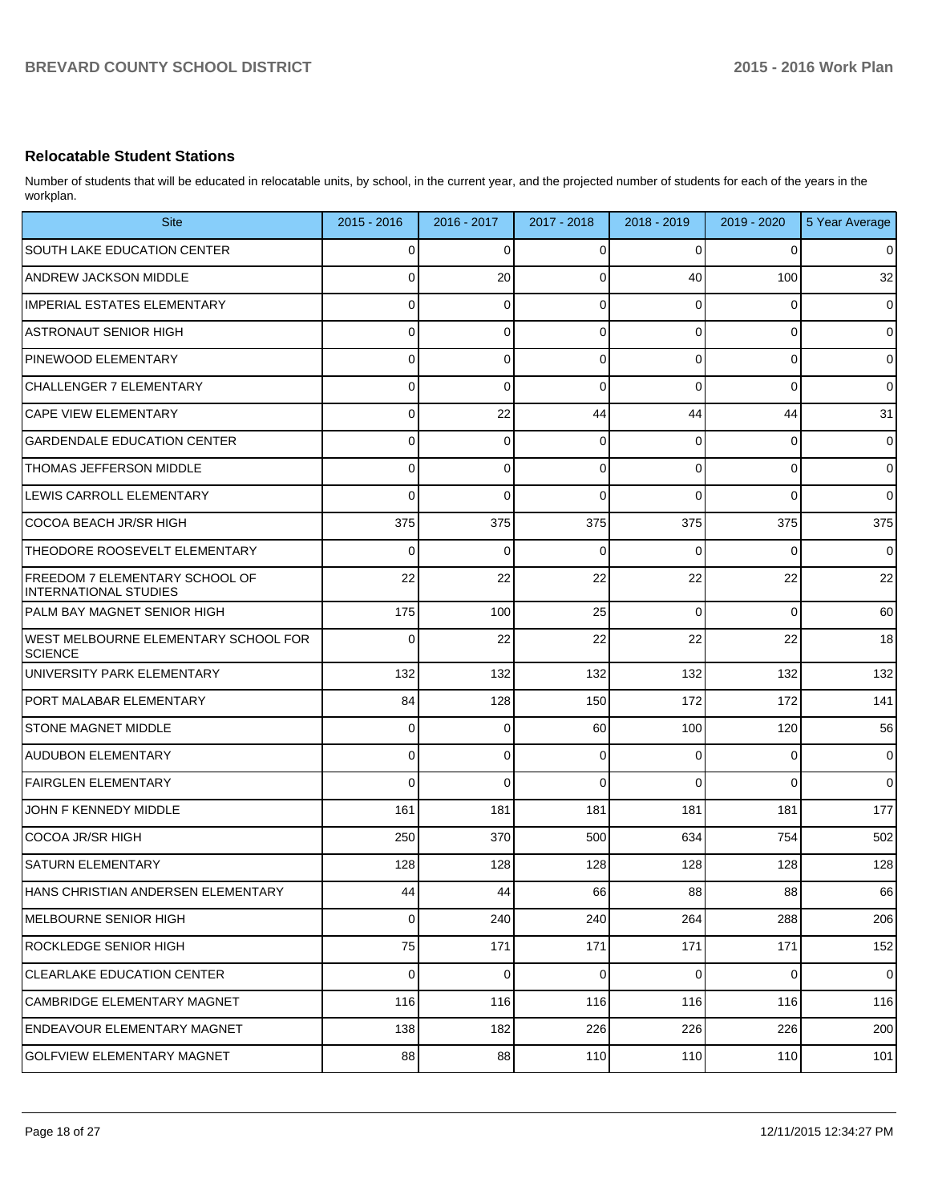## Relocatable Student Stations

Number of students that will be educated in relocatable units, by school, in the current year, and the projected number of students for each of the years in the workplan.

| Site | 2015 - 2016 | 2016 - 2017 | 2017 - 2018 | 2018 - 2019 | 2019 - 2020 | 5 Year Average |
|---|---|---|---|---|---|---|
| SOUTH LAKE EDUCATION CENTER | 0 | 0 | 0 | 0 | 0 | 0 |
| ANDREW JACKSON MIDDLE | 0 | 20 | 0 | 40 | 100 | 32 |
| IMPERIAL ESTATES ELEMENTARY | 0 | 0 | 0 | 0 | 0 | 0 |
| ASTRONAUT SENIOR HIGH | 0 | 0 | 0 | 0 | 0 | 0 |
| PINEWOOD ELEMENTARY | 0 | 0 | 0 | 0 | 0 | 0 |
| CHALLENGER 7 ELEMENTARY | 0 | 0 | 0 | 0 | 0 | 0 |
| CAPE VIEW ELEMENTARY | 0 | 22 | 44 | 44 | 44 | 31 |
| GARDENDALE EDUCATION CENTER | 0 | 0 | 0 | 0 | 0 | 0 |
| THOMAS JEFFERSON MIDDLE | 0 | 0 | 0 | 0 | 0 | 0 |
| LEWIS CARROLL ELEMENTARY | 0 | 0 | 0 | 0 | 0 | 0 |
| COCOA BEACH JR/SR HIGH | 375 | 375 | 375 | 375 | 375 | 375 |
| THEODORE ROOSEVELT ELEMENTARY | 0 | 0 | 0 | 0 | 0 | 0 |
| FREEDOM 7 ELEMENTARY SCHOOL OF INTERNATIONAL STUDIES | 22 | 22 | 22 | 22 | 22 | 22 |
| PALM BAY MAGNET SENIOR HIGH | 175 | 100 | 25 | 0 | 0 | 60 |
| WEST MELBOURNE ELEMENTARY SCHOOL FOR SCIENCE | 0 | 22 | 22 | 22 | 22 | 18 |
| UNIVERSITY PARK ELEMENTARY | 132 | 132 | 132 | 132 | 132 | 132 |
| PORT MALABAR ELEMENTARY | 84 | 128 | 150 | 172 | 172 | 141 |
| STONE MAGNET MIDDLE | 0 | 0 | 60 | 100 | 120 | 56 |
| AUDUBON ELEMENTARY | 0 | 0 | 0 | 0 | 0 | 0 |
| FAIRGLEN ELEMENTARY | 0 | 0 | 0 | 0 | 0 | 0 |
| JOHN F KENNEDY MIDDLE | 161 | 181 | 181 | 181 | 181 | 177 |
| COCOA JR/SR HIGH | 250 | 370 | 500 | 634 | 754 | 502 |
| SATURN ELEMENTARY | 128 | 128 | 128 | 128 | 128 | 128 |
| HANS CHRISTIAN ANDERSEN ELEMENTARY | 44 | 44 | 66 | 88 | 88 | 66 |
| MELBOURNE SENIOR HIGH | 0 | 240 | 240 | 264 | 288 | 206 |
| ROCKLEDGE SENIOR HIGH | 75 | 171 | 171 | 171 | 171 | 152 |
| CLEARLAKE EDUCATION CENTER | 0 | 0 | 0 | 0 | 0 | 0 |
| CAMBRIDGE ELEMENTARY MAGNET | 116 | 116 | 116 | 116 | 116 | 116 |
| ENDEAVOUR ELEMENTARY MAGNET | 138 | 182 | 226 | 226 | 226 | 200 |
| GOLFVIEW ELEMENTARY MAGNET | 88 | 88 | 110 | 110 | 110 | 101 |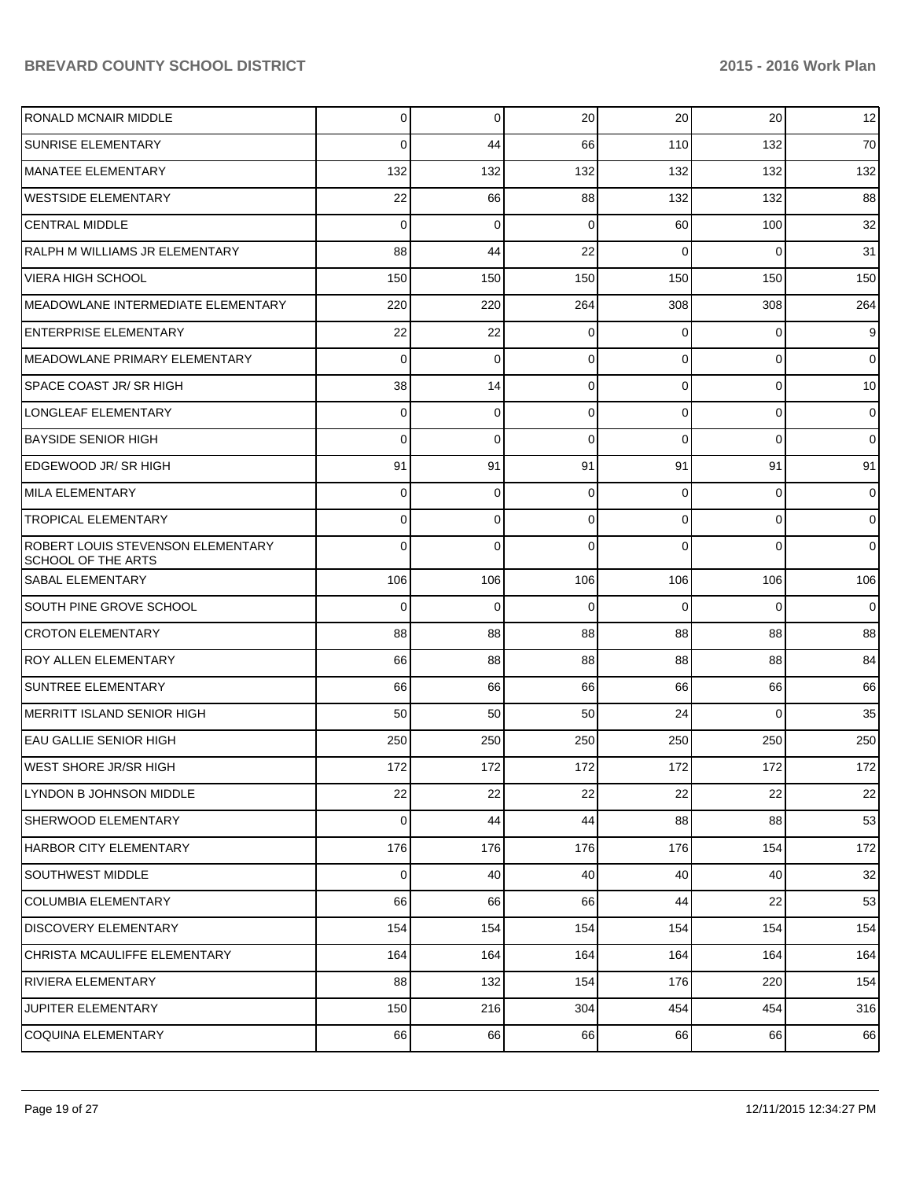| | | | | | | |
|---|---|---|---|---|---|---|
| RONALD MCNAIR MIDDLE | 0 | 0 | 20 | 20 | 20 | 12 |
| SUNRISE ELEMENTARY | 0 | 44 | 66 | 110 | 132 | 70 |
| MANATEE ELEMENTARY | 132 | 132 | 132 | 132 | 132 | 132 |
| WESTSIDE ELEMENTARY | 22 | 66 | 88 | 132 | 132 | 88 |
| CENTRAL MIDDLE | 0 | 0 | 0 | 60 | 100 | 32 |
| RALPH M WILLIAMS JR ELEMENTARY | 88 | 44 | 22 | 0 | 0 | 31 |
| VIERA HIGH SCHOOL | 150 | 150 | 150 | 150 | 150 | 150 |
| MEADOWLANE INTERMEDIATE ELEMENTARY | 220 | 220 | 264 | 308 | 308 | 264 |
| ENTERPRISE ELEMENTARY | 22 | 22 | 0 | 0 | 0 | 9 |
| MEADOWLANE PRIMARY ELEMENTARY | 0 | 0 | 0 | 0 | 0 | 0 |
| SPACE COAST JR/ SR HIGH | 38 | 14 | 0 | 0 | 0 | 10 |
| LONGLEAF ELEMENTARY | 0 | 0 | 0 | 0 | 0 | 0 |
| BAYSIDE SENIOR HIGH | 0 | 0 | 0 | 0 | 0 | 0 |
| EDGEWOOD JR/ SR HIGH | 91 | 91 | 91 | 91 | 91 | 91 |
| MILA ELEMENTARY | 0 | 0 | 0 | 0 | 0 | 0 |
| TROPICAL ELEMENTARY | 0 | 0 | 0 | 0 | 0 | 0 |
| ROBERT LOUIS STEVENSON ELEMENTARY SCHOOL OF THE ARTS | 0 | 0 | 0 | 0 | 0 | 0 |
| SABAL ELEMENTARY | 106 | 106 | 106 | 106 | 106 | 106 |
| SOUTH PINE GROVE SCHOOL | 0 | 0 | 0 | 0 | 0 | 0 |
| CROTON ELEMENTARY | 88 | 88 | 88 | 88 | 88 | 88 |
| ROY ALLEN ELEMENTARY | 66 | 88 | 88 | 88 | 88 | 84 |
| SUNTREE ELEMENTARY | 66 | 66 | 66 | 66 | 66 | 66 |
| MERRITT ISLAND SENIOR HIGH | 50 | 50 | 50 | 24 | 0 | 35 |
| EAU GALLIE SENIOR HIGH | 250 | 250 | 250 | 250 | 250 | 250 |
| WEST SHORE JR/SR HIGH | 172 | 172 | 172 | 172 | 172 | 172 |
| LYNDON B JOHNSON MIDDLE | 22 | 22 | 22 | 22 | 22 | 22 |
| SHERWOOD ELEMENTARY | 0 | 44 | 44 | 88 | 88 | 53 |
| HARBOR CITY ELEMENTARY | 176 | 176 | 176 | 176 | 154 | 172 |
| SOUTHWEST MIDDLE | 0 | 40 | 40 | 40 | 40 | 32 |
| COLUMBIA ELEMENTARY | 66 | 66 | 66 | 44 | 22 | 53 |
| DISCOVERY ELEMENTARY | 154 | 154 | 154 | 154 | 154 | 154 |
| CHRISTA MCAULIFFE ELEMENTARY | 164 | 164 | 164 | 164 | 164 | 164 |
| RIVIERA ELEMENTARY | 88 | 132 | 154 | 176 | 220 | 154 |
| JUPITER ELEMENTARY | 150 | 216 | 304 | 454 | 454 | 316 |
| COQUINA ELEMENTARY | 66 | 66 | 66 | 66 | 66 | 66 |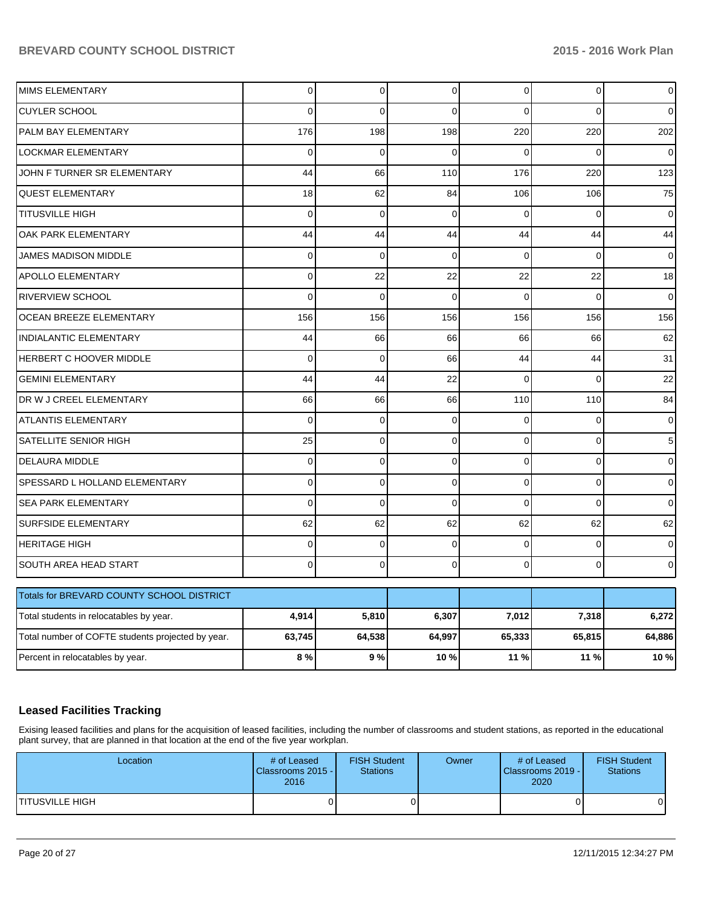| | | | | | | |
|---|---|---|---|---|---|---|
| MIMS ELEMENTARY | 0 | 0 | 0 | 0 | 0 | 0 |
| CUYLER SCHOOL | 0 | 0 | 0 | 0 | 0 | 0 |
| PALM BAY ELEMENTARY | 176 | 198 | 198 | 220 | 220 | 202 |
| LOCKMAR ELEMENTARY | 0 | 0 | 0 | 0 | 0 | 0 |
| JOHN F TURNER SR ELEMENTARY | 44 | 66 | 110 | 176 | 220 | 123 |
| QUEST ELEMENTARY | 18 | 62 | 84 | 106 | 106 | 75 |
| TITUSVILLE HIGH | 0 | 0 | 0 | 0 | 0 | 0 |
| OAK PARK ELEMENTARY | 44 | 44 | 44 | 44 | 44 | 44 |
| JAMES MADISON MIDDLE | 0 | 0 | 0 | 0 | 0 | 0 |
| APOLLO ELEMENTARY | 0 | 22 | 22 | 22 | 22 | 18 |
| RIVERVIEW SCHOOL | 0 | 0 | 0 | 0 | 0 | 0 |
| OCEAN BREEZE ELEMENTARY | 156 | 156 | 156 | 156 | 156 | 156 |
| INDIALANTIC ELEMENTARY | 44 | 66 | 66 | 66 | 66 | 62 |
| HERBERT C HOOVER MIDDLE | 0 | 0 | 66 | 44 | 44 | 31 |
| GEMINI ELEMENTARY | 44 | 44 | 22 | 0 | 0 | 22 |
| DR W J CREEL ELEMENTARY | 66 | 66 | 66 | 110 | 110 | 84 |
| ATLANTIS ELEMENTARY | 0 | 0 | 0 | 0 | 0 | 0 |
| SATELLITE SENIOR HIGH | 25 | 0 | 0 | 0 | 0 | 5 |
| DELAURA MIDDLE | 0 | 0 | 0 | 0 | 0 | 0 |
| SPESSARD L HOLLAND ELEMENTARY | 0 | 0 | 0 | 0 | 0 | 0 |
| SEA PARK ELEMENTARY | 0 | 0 | 0 | 0 | 0 | 0 |
| SURFSIDE ELEMENTARY | 62 | 62 | 62 | 62 | 62 | 62 |
| HERITAGE HIGH | 0 | 0 | 0 | 0 | 0 | 0 |
| SOUTH AREA HEAD START | 0 | 0 | 0 | 0 | 0 | 0 |

| Totals for BREVARD COUNTY SCHOOL DISTRICT | | | | | | |
|---|---|---|---|---|---|---|
| Total students in relocatables by year. | **4,914** | **5,810** | **6,307** | **7,012** | **7,318** | **6,272** |
| Total number of COFTE students projected by year. | **63,745** | **64,538** | **64,997** | **65,333** | **65,815** | **64,886** |
| Percent in relocatables by year. | **8 %** | **9 %** | **10 %** | **11 %** | **11 %** | **10 %** |

### Leased Facilities Tracking

Exising leased facilities and plans for the acquisition of leased facilities, including the number of classrooms and student stations, as reported in the educational plant survey, that are planned in that location at the end of the five year workplan.

| Location | # of Leased Classrooms 2015 - 2016 | FISH Student Stations | Owner | # of Leased Classrooms 2019 - 2020 | FISH Student Stations |
|---|---|---|---|---|---|
| TITUSVILLE HIGH | 0 | 0 | | 0 | 0 |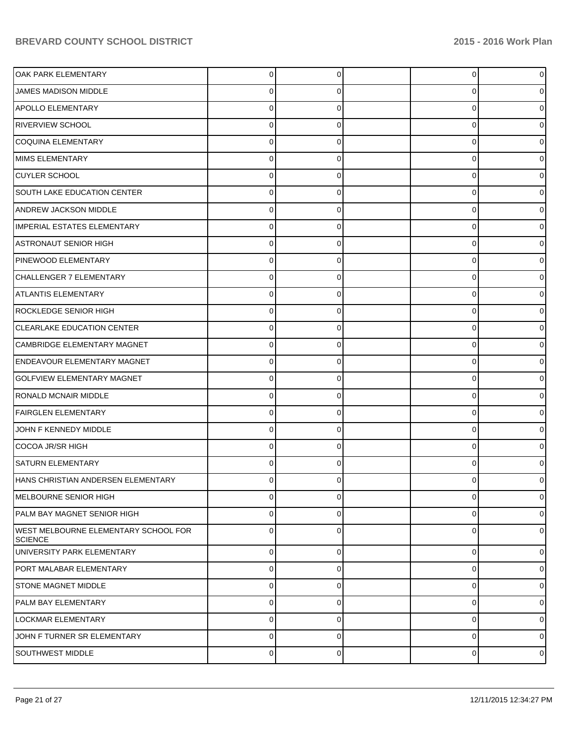| | | | | | |
|---|---|---|---|---|---|
| OAK PARK ELEMENTARY | 0 | 0 | | 0 | 0 |
| JAMES MADISON MIDDLE | 0 | 0 | | 0 | 0 |
| APOLLO ELEMENTARY | 0 | 0 | | 0 | 0 |
| RIVERVIEW SCHOOL | 0 | 0 | | 0 | 0 |
| COQUINA ELEMENTARY | 0 | 0 | | 0 | 0 |
| MIMS ELEMENTARY | 0 | 0 | | 0 | 0 |
| CUYLER SCHOOL | 0 | 0 | | 0 | 0 |
| SOUTH LAKE EDUCATION CENTER | 0 | 0 | | 0 | 0 |
| ANDREW JACKSON MIDDLE | 0 | 0 | | 0 | 0 |
| IMPERIAL ESTATES ELEMENTARY | 0 | 0 | | 0 | 0 |
| ASTRONAUT SENIOR HIGH | 0 | 0 | | 0 | 0 |
| PINEWOOD ELEMENTARY | 0 | 0 | | 0 | 0 |
| CHALLENGER 7 ELEMENTARY | 0 | 0 | | 0 | 0 |
| ATLANTIS ELEMENTARY | 0 | 0 | | 0 | 0 |
| ROCKLEDGE SENIOR HIGH | 0 | 0 | | 0 | 0 |
| CLEARLAKE EDUCATION CENTER | 0 | 0 | | 0 | 0 |
| CAMBRIDGE ELEMENTARY MAGNET | 0 | 0 | | 0 | 0 |
| ENDEAVOUR ELEMENTARY MAGNET | 0 | 0 | | 0 | 0 |
| GOLFVIEW ELEMENTARY MAGNET | 0 | 0 | | 0 | 0 |
| RONALD MCNAIR MIDDLE | 0 | 0 | | 0 | 0 |
| FAIRGLEN ELEMENTARY | 0 | 0 | | 0 | 0 |
| JOHN F KENNEDY MIDDLE | 0 | 0 | | 0 | 0 |
| COCOA JR/SR HIGH | 0 | 0 | | 0 | 0 |
| SATURN ELEMENTARY | 0 | 0 | | 0 | 0 |
| HANS CHRISTIAN ANDERSEN ELEMENTARY | 0 | 0 | | 0 | 0 |
| MELBOURNE SENIOR HIGH | 0 | 0 | | 0 | 0 |
| PALM BAY MAGNET SENIOR HIGH | 0 | 0 | | 0 | 0 |
| WEST MELBOURNE ELEMENTARY SCHOOL FOR SCIENCE | 0 | 0 | | 0 | 0 |
| UNIVERSITY PARK ELEMENTARY | 0 | 0 | | 0 | 0 |
| PORT MALABAR ELEMENTARY | 0 | 0 | | 0 | 0 |
| STONE MAGNET MIDDLE | 0 | 0 | | 0 | 0 |
| PALM BAY ELEMENTARY | 0 | 0 | | 0 | 0 |
| LOCKMAR ELEMENTARY | 0 | 0 | | 0 | 0 |
| JOHN F TURNER SR ELEMENTARY | 0 | 0 | | 0 | 0 |
| SOUTHWEST MIDDLE | 0 | 0 | | 0 | 0 |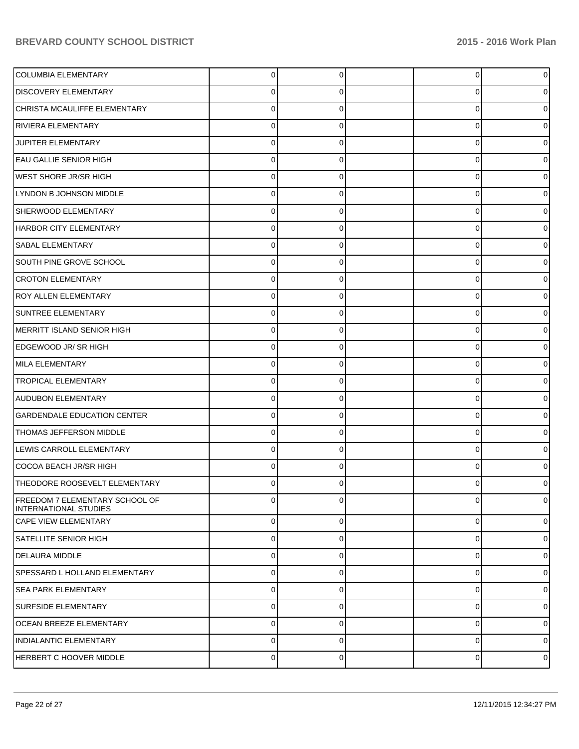| | | | | | |
|---|---|---|---|---|---|
| COLUMBIA ELEMENTARY | 0 | 0 | | 0 | 0 |
| DISCOVERY ELEMENTARY | 0 | 0 | | 0 | 0 |
| CHRISTA MCAULIFFE ELEMENTARY | 0 | 0 | | 0 | 0 |
| RIVIERA ELEMENTARY | 0 | 0 | | 0 | 0 |
| JUPITER ELEMENTARY | 0 | 0 | | 0 | 0 |
| EAU GALLIE SENIOR HIGH | 0 | 0 | | 0 | 0 |
| WEST SHORE JR/SR HIGH | 0 | 0 | | 0 | 0 |
| LYNDON B JOHNSON MIDDLE | 0 | 0 | | 0 | 0 |
| SHERWOOD ELEMENTARY | 0 | 0 | | 0 | 0 |
| HARBOR CITY ELEMENTARY | 0 | 0 | | 0 | 0 |
| SABAL ELEMENTARY | 0 | 0 | | 0 | 0 |
| SOUTH PINE GROVE SCHOOL | 0 | 0 | | 0 | 0 |
| CROTON ELEMENTARY | 0 | 0 | | 0 | 0 |
| ROY ALLEN ELEMENTARY | 0 | 0 | | 0 | 0 |
| SUNTREE ELEMENTARY | 0 | 0 | | 0 | 0 |
| MERRITT ISLAND SENIOR HIGH | 0 | 0 | | 0 | 0 |
| EDGEWOOD JR/ SR HIGH | 0 | 0 | | 0 | 0 |
| MILA ELEMENTARY | 0 | 0 | | 0 | 0 |
| TROPICAL ELEMENTARY | 0 | 0 | | 0 | 0 |
| AUDUBON ELEMENTARY | 0 | 0 | | 0 | 0 |
| GARDENDALE EDUCATION CENTER | 0 | 0 | | 0 | 0 |
| THOMAS JEFFERSON MIDDLE | 0 | 0 | | 0 | 0 |
| LEWIS CARROLL ELEMENTARY | 0 | 0 | | 0 | 0 |
| COCOA BEACH JR/SR HIGH | 0 | 0 | | 0 | 0 |
| THEODORE ROOSEVELT ELEMENTARY | 0 | 0 | | 0 | 0 |
| FREEDOM 7 ELEMENTARY SCHOOL OF INTERNATIONAL STUDIES | 0 | 0 | | 0 | 0 |
| CAPE VIEW ELEMENTARY | 0 | 0 | | 0 | 0 |
| SATELLITE SENIOR HIGH | 0 | 0 | | 0 | 0 |
| DELAURA MIDDLE | 0 | 0 | | 0 | 0 |
| SPESSARD L HOLLAND ELEMENTARY | 0 | 0 | | 0 | 0 |
| SEA PARK ELEMENTARY | 0 | 0 | | 0 | 0 |
| SURFSIDE ELEMENTARY | 0 | 0 | | 0 | 0 |
| OCEAN BREEZE ELEMENTARY | 0 | 0 | | 0 | 0 |
| INDIALANTIC ELEMENTARY | 0 | 0 | | 0 | 0 |
| HERBERT C HOOVER MIDDLE | 0 | 0 | | 0 | 0 |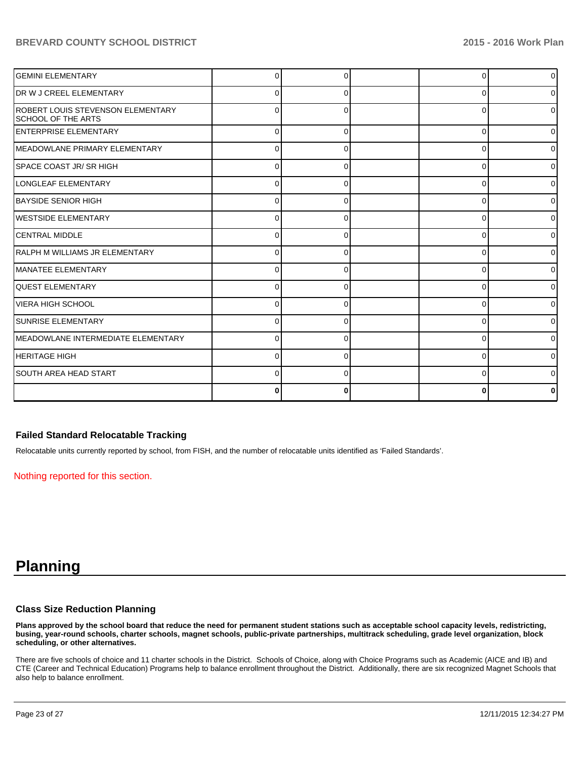| | | | | | |
|---|---|---|---|---|---|
| GEMINI ELEMENTARY | 0 | 0 | | 0 | 0 |
| DR W J CREEL ELEMENTARY | 0 | 0 | | 0 | 0 |
| ROBERT LOUIS STEVENSON ELEMENTARY SCHOOL OF THE ARTS | 0 | 0 | | 0 | 0 |
| ENTERPRISE ELEMENTARY | 0 | 0 | | 0 | 0 |
| MEADOWLANE PRIMARY ELEMENTARY | 0 | 0 | | 0 | 0 |
| SPACE COAST JR/ SR HIGH | 0 | 0 | | 0 | 0 |
| LONGLEAF ELEMENTARY | 0 | 0 | | 0 | 0 |
| BAYSIDE SENIOR HIGH | 0 | 0 | | 0 | 0 |
| WESTSIDE ELEMENTARY | 0 | 0 | | 0 | 0 |
| CENTRAL MIDDLE | 0 | 0 | | 0 | 0 |
| RALPH M WILLIAMS JR ELEMENTARY | 0 | 0 | | 0 | 0 |
| MANATEE ELEMENTARY | 0 | 0 | | 0 | 0 |
| QUEST ELEMENTARY | 0 | 0 | | 0 | 0 |
| VIERA HIGH SCHOOL | 0 | 0 | | 0 | 0 |
| SUNRISE ELEMENTARY | 0 | 0 | | 0 | 0 |
| MEADOWLANE INTERMEDIATE ELEMENTARY | 0 | 0 | | 0 | 0 |
| HERITAGE HIGH | 0 | 0 | | 0 | 0 |
| SOUTH AREA HEAD START | 0 | 0 | | 0 | 0 |
| | **0** | **0** | | **0** | **0** |

### Failed Standard Relocatable Tracking

Relocatable units currently reported by school, from FISH, and the number of relocatable units identified as 'Failed Standards'.

Nothing reported for this section.

# Planning

### Class Size Reduction Planning

**Plans approved by the school board that reduce the need for permanent student stations such as acceptable school capacity levels, redistricting, busing, year-round schools, charter schools, magnet schools, public-private partnerships, multitrack scheduling, grade level organization, block scheduling, or other alternatives.**

There are five schools of choice and 11 charter schools in the District. Schools of Choice, along with Choice Programs such as Academic (AICE and IB) and CTE (Career and Technical Education) Programs help to balance enrollment throughout the District. Additionally, there are six recognized Magnet Schools that also help to balance enrollment.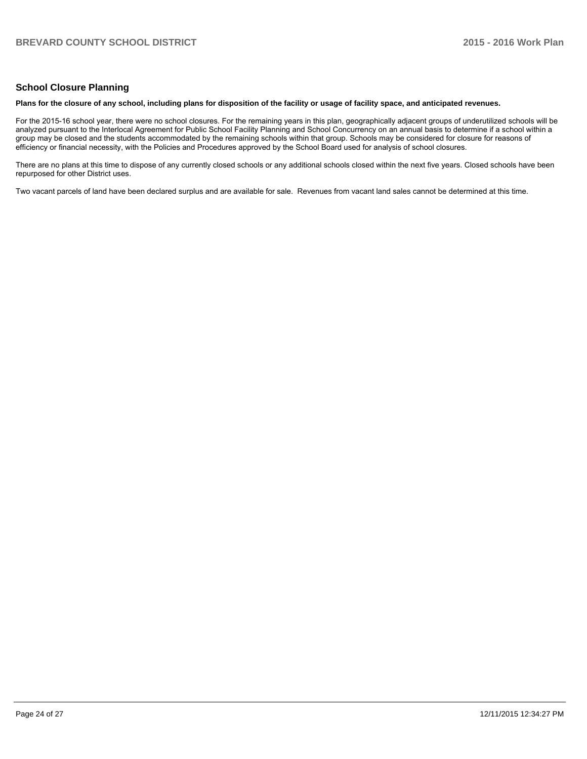## School Closure Planning

**Plans for the closure of any school, including plans for disposition of the facility or usage of facility space, and anticipated revenues.**

For the 2015-16 school year, there were no school closures. For the remaining years in this plan, geographically adjacent groups of underutilized schools will be analyzed pursuant to the Interlocal Agreement for Public School Facility Planning and School Concurrency on an annual basis to determine if a school within a group may be closed and the students accommodated by the remaining schools within that group. Schools may be considered for closure for reasons of efficiency or financial necessity, with the Policies and Procedures approved by the School Board used for analysis of school closures.

There are no plans at this time to dispose of any currently closed schools or any additional schools closed within the next five years. Closed schools have been repurposed for other District uses.

Two vacant parcels of land have been declared surplus and are available for sale. Revenues from vacant land sales cannot be determined at this time.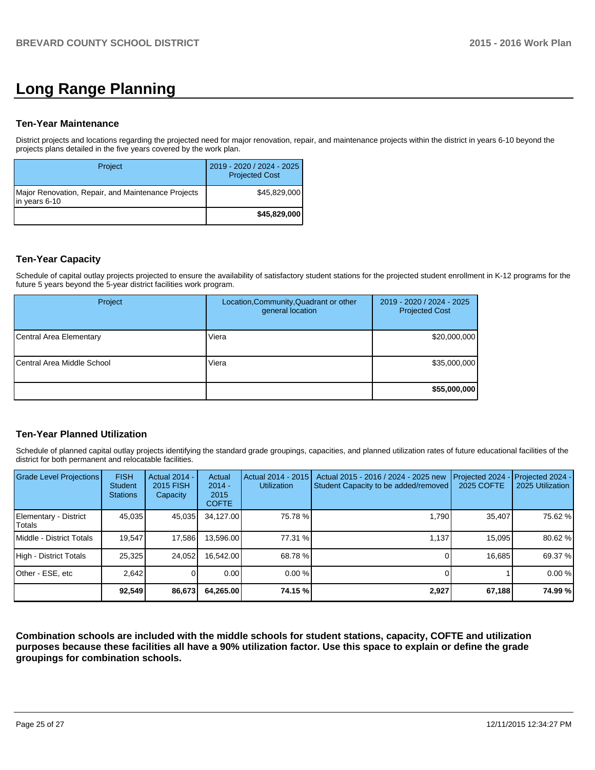# Long Range Planning

### Ten-Year Maintenance

District projects and locations regarding the projected need for major renovation, repair, and maintenance projects within the district in years 6-10 beyond the projects plans detailed in the five years covered by the work plan.

| Project | 2019 - 2020 / 2024 - 2025 Projected Cost |
|---|---|
| Major Renovation, Repair, and Maintenance Projects in years 6-10 | $45,829,000 |
| | **$45,829,000** |

### Ten-Year Capacity

Schedule of capital outlay projects projected to ensure the availability of satisfactory student stations for the projected student enrollment in K-12 programs for the future 5 years beyond the 5-year district facilities work program.

| Project | Location,Community,Quadrant or other general location | 2019 - 2020 / 2024 - 2025 Projected Cost |
|---|---|---|
| Central Area Elementary | Viera | $20,000,000 |
| Central Area Middle School | Viera | $35,000,000 |
| | | **$55,000,000** |

### Ten-Year Planned Utilization

Schedule of planned capital outlay projects identifying the standard grade groupings, capacities, and planned utilization rates of future educational facilities of the district for both permanent and relocatable facilities.

| Grade Level Projections | FISH Student Stations | Actual 2014 - 2015 FISH Capacity | Actual 2014 - 2015 COFTE | Actual 2014 - 2015 Utilization | Actual 2015 - 2016 / 2024 - 2025 new Student Capacity to be added/removed | Projected 2024 - 2025 COFTE | Projected 2024 - 2025 Utilization |
|---|---|---|---|---|---|---|---|
| Elementary - District Totals | 45,035 | 45,035 | 34,127.00 | 75.78 % | 1,790 | 35,407 | 75.62 % |
| Middle - District Totals | 19,547 | 17,586 | 13,596.00 | 77.31 % | 1,137 | 15,095 | 80.62 % |
| High - District Totals | 25,325 | 24,052 | 16,542.00 | 68.78 % | 0 | 16,685 | 69.37 % |
| Other - ESE, etc | 2,642 | 0 | 0.00 | 0.00 % | 0 | 1 | 0.00 % |
| | **92,549** | **86,673** | **64,265.00** | **74.15 %** | **2,927** | **67,188** | **74.99 %** |

**Combination schools are included with the middle schools for student stations, capacity, COFTE and utilization purposes because these facilities all have a 90% utilization factor. Use this space to explain or define the grade groupings for combination schools.**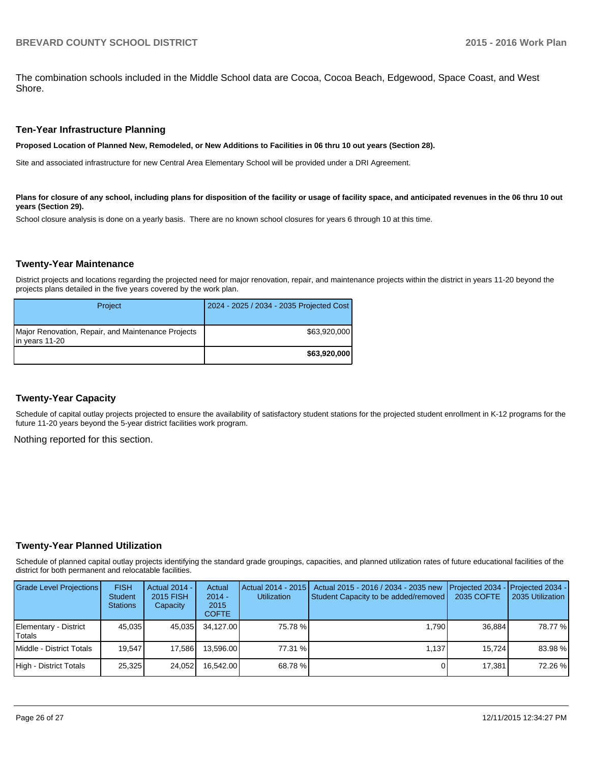The combination schools included in the Middle School data are Cocoa, Cocoa Beach, Edgewood, Space Coast, and West Shore.

## Ten-Year Infrastructure Planning

**Proposed Location of Planned New, Remodeled, or New Additions to Facilities in 06 thru 10 out years (Section 28).**

Site and associated infrastructure for new Central Area Elementary School will be provided under a DRI Agreement.

**Plans for closure of any school, including plans for disposition of the facility or usage of facility space, and anticipated revenues in the 06 thru 10 out years (Section 29).**

School closure analysis is done on a yearly basis.  There are no known school closures for years 6 through 10 at this time.

## Twenty-Year Maintenance

District projects and locations regarding the projected need for major renovation, repair, and maintenance projects within the district in years 11-20 beyond the projects plans detailed in the five years covered by the work plan.

| Project | 2024 - 2025 / 2034 - 2035 Projected Cost |
|---|---|
| Major Renovation, Repair, and Maintenance Projects in years 11-20 | $63,920,000 |
| | **$63,920,000** |

## Twenty-Year Capacity

Schedule of capital outlay projects projected to ensure the availability of satisfactory student stations for the projected student enrollment in K-12 programs for the future 11-20 years beyond the 5-year district facilities work program.

Nothing reported for this section.

## Twenty-Year Planned Utilization

Schedule of planned capital outlay projects identifying the standard grade groupings, capacities, and planned utilization rates of future educational facilities of the district for both permanent and relocatable facilities.

| Grade Level Projections | FISH Student Stations | Actual 2014 - 2015 FISH Capacity | Actual 2014 - 2015 COFTE | Actual 2014 - 2015 Utilization | Actual 2015 - 2016 / 2034 - 2035 new Student Capacity to be added/removed | Projected 2034 - 2035 COFTE | Projected 2034 - 2035 Utilization |
|---|---|---|---|---|---|---|---|
| Elementary - District Totals | 45,035 | 45,035 | 34,127.00 | 75.78 % | 1,790 | 36,884 | 78.77 % |
| Middle - District Totals | 19,547 | 17,586 | 13,596.00 | 77.31 % | 1,137 | 15,724 | 83.98 % |
| High - District Totals | 25,325 | 24,052 | 16,542.00 | 68.78 % | 0 | 17,381 | 72.26 % |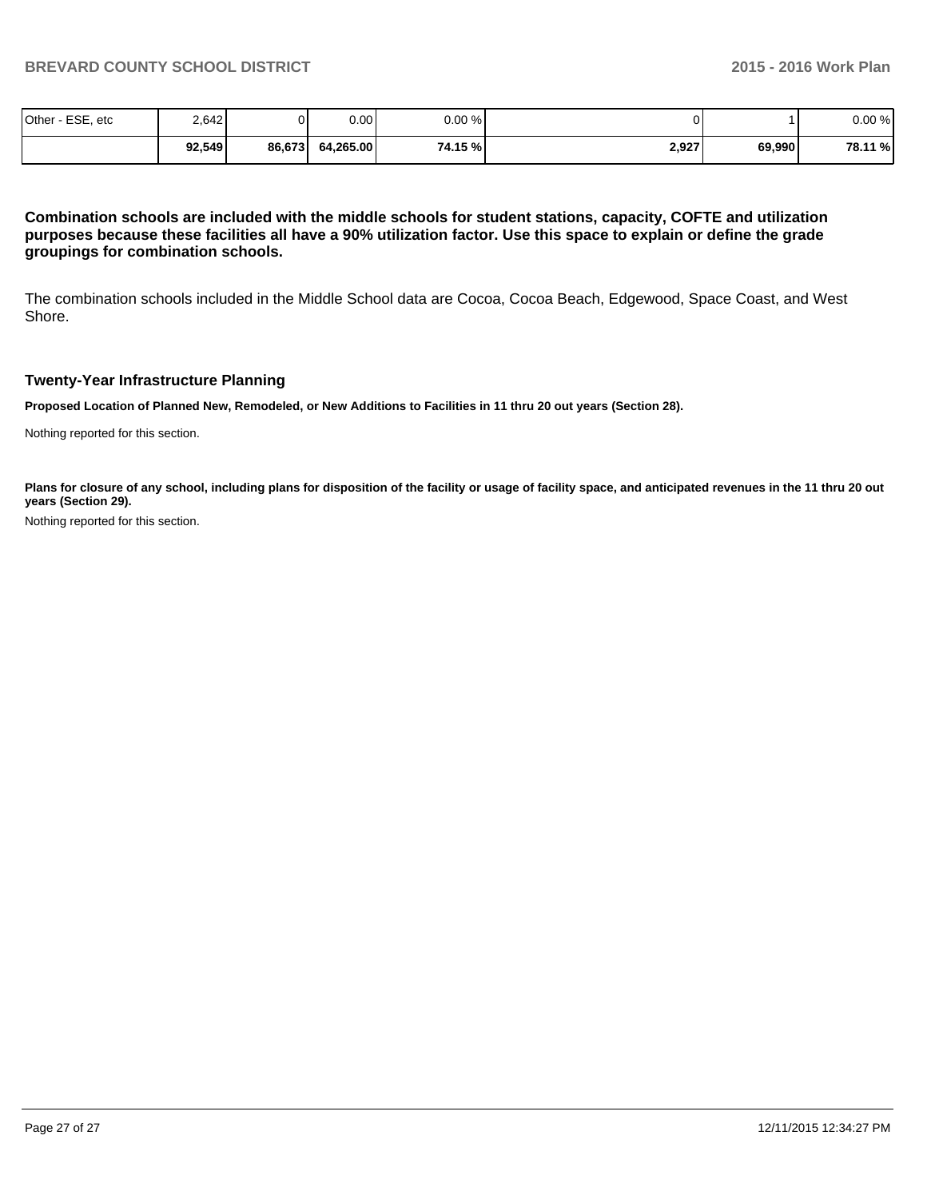| | | | | | | | |
|---|---|---|---|---|---|---|---|
| Other - ESE, etc | 2,642 | 0 | 0.00 | 0.00 % | 0 | 1 | 0.00 % |
| | **92,549** | **86,673** | **64,265.00** | **74.15 %** | **2,927** | **69,990** | **78.11 %** |

**Combination schools are included with the middle schools for student stations, capacity, COFTE and utilization purposes because these facilities all have a 90% utilization factor. Use this space to explain or define the grade groupings for combination schools.**

The combination schools included in the Middle School data are Cocoa, Cocoa Beach, Edgewood, Space Coast, and West Shore.

### Twenty-Year Infrastructure Planning

**Proposed Location of Planned New, Remodeled, or New Additions to Facilities in 11 thru 20 out years (Section 28).**

Nothing reported for this section.

**Plans for closure of any school, including plans for disposition of the facility or usage of facility space, and anticipated revenues in the 11 thru 20 out years (Section 29).**

Nothing reported for this section.